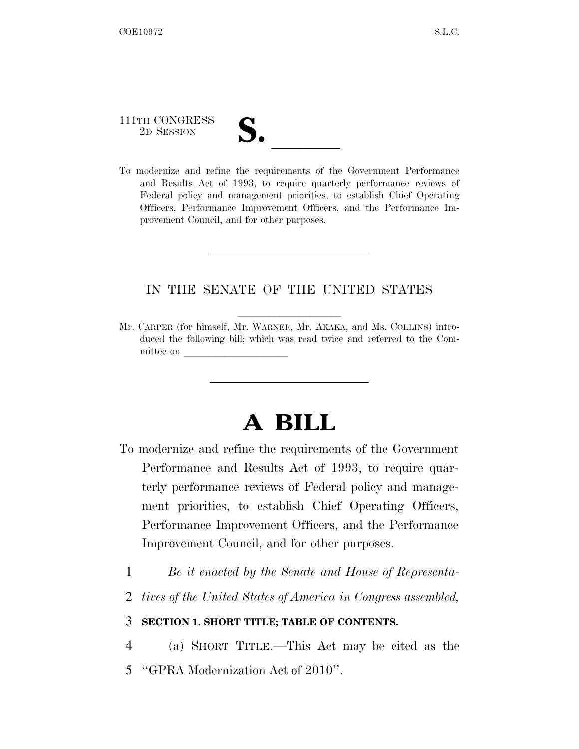111TH CONGRESS
2D SESSION

# S. ______

To modernize and refine the requirements of the Government Performance and Results Act of 1993, to require quarterly performance reviews of Federal policy and management priorities, to establish Chief Operating Officers, Performance Improvement Officers, and the Performance Improvement Council, and for other purposes.

---

IN THE SENATE OF THE UNITED STATES

Mr. CARPER (for himself, Mr. WARNER, Mr. AKAKA, and Ms. COLLINS) introduced the following bill; which was read twice and referred to the Committee on ______________________

---

# A BILL

To modernize and refine the requirements of the Government Performance and Results Act of 1993, to require quarterly performance reviews of Federal policy and management priorities, to establish Chief Operating Officers, Performance Improvement Officers, and the Performance Improvement Council, and for other purposes.

1 *Be it enacted by the Senate and House of Representa-*
2 *tives of the United States of America in Congress assembled,*

3 **SECTION 1. SHORT TITLE; TABLE OF CONTENTS.**

4 (a) SHORT TITLE.—This Act may be cited as the
5 ''GPRA Modernization Act of 2010''.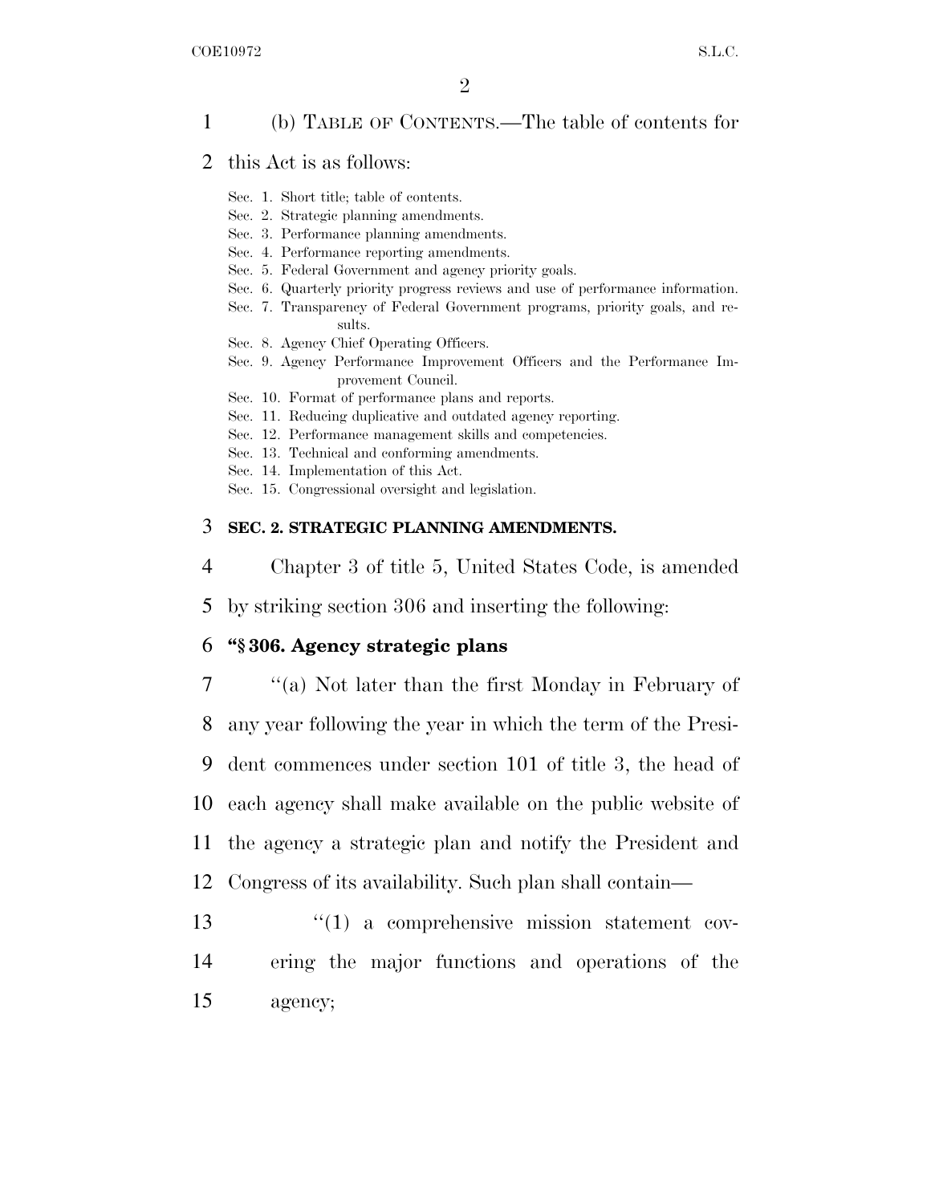(b) TABLE OF CONTENTS.—The table of contents for this Act is as follows:

Sec. 1. Short title; table of contents.
Sec. 2. Strategic planning amendments.
Sec. 3. Performance planning amendments.
Sec. 4. Performance reporting amendments.
Sec. 5. Federal Government and agency priority goals.
Sec. 6. Quarterly priority progress reviews and use of performance information.
Sec. 7. Transparency of Federal Government programs, priority goals, and results.
Sec. 8. Agency Chief Operating Officers.
Sec. 9. Agency Performance Improvement Officers and the Performance Improvement Council.
Sec. 10. Format of performance plans and reports.
Sec. 11. Reducing duplicative and outdated agency reporting.
Sec. 12. Performance management skills and competencies.
Sec. 13. Technical and conforming amendments.
Sec. 14. Implementation of this Act.
Sec. 15. Congressional oversight and legislation.

## SEC. 2. STRATEGIC PLANNING AMENDMENTS.

Chapter 3 of title 5, United States Code, is amended by striking section 306 and inserting the following:

### "§ 306. Agency strategic plans

"(a) Not later than the first Monday in February of any year following the year in which the term of the President commences under section 101 of title 3, the head of each agency shall make available on the public website of the agency a strategic plan and notify the President and Congress of its availability. Such plan shall contain—

"(1) a comprehensive mission statement covering the major functions and operations of the agency;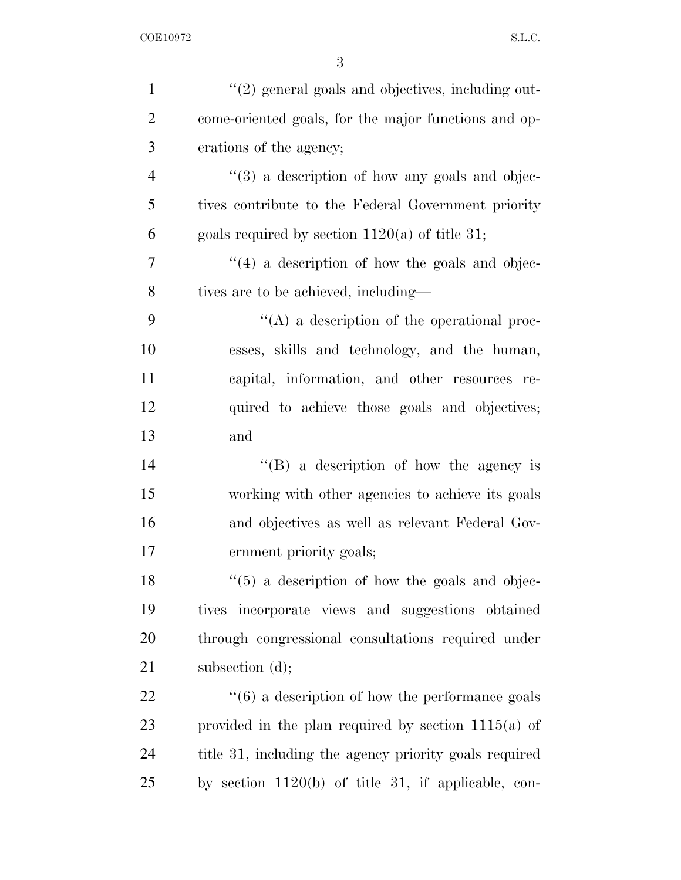''(2) general goals and objectives, including outcome-oriented goals, for the major functions and operations of the agency;

''(3) a description of how any goals and objectives contribute to the Federal Government priority goals required by section 1120(a) of title 31;

''(4) a description of how the goals and objectives are to be achieved, including—

''(A) a description of the operational processes, skills and technology, and the human, capital, information, and other resources required to achieve those goals and objectives; and

''(B) a description of how the agency is working with other agencies to achieve its goals and objectives as well as relevant Federal Government priority goals;

''(5) a description of how the goals and objectives incorporate views and suggestions obtained through congressional consultations required under subsection (d);

''(6) a description of how the performance goals provided in the plan required by section 1115(a) of title 31, including the agency priority goals required by section 1120(b) of title 31, if applicable, con-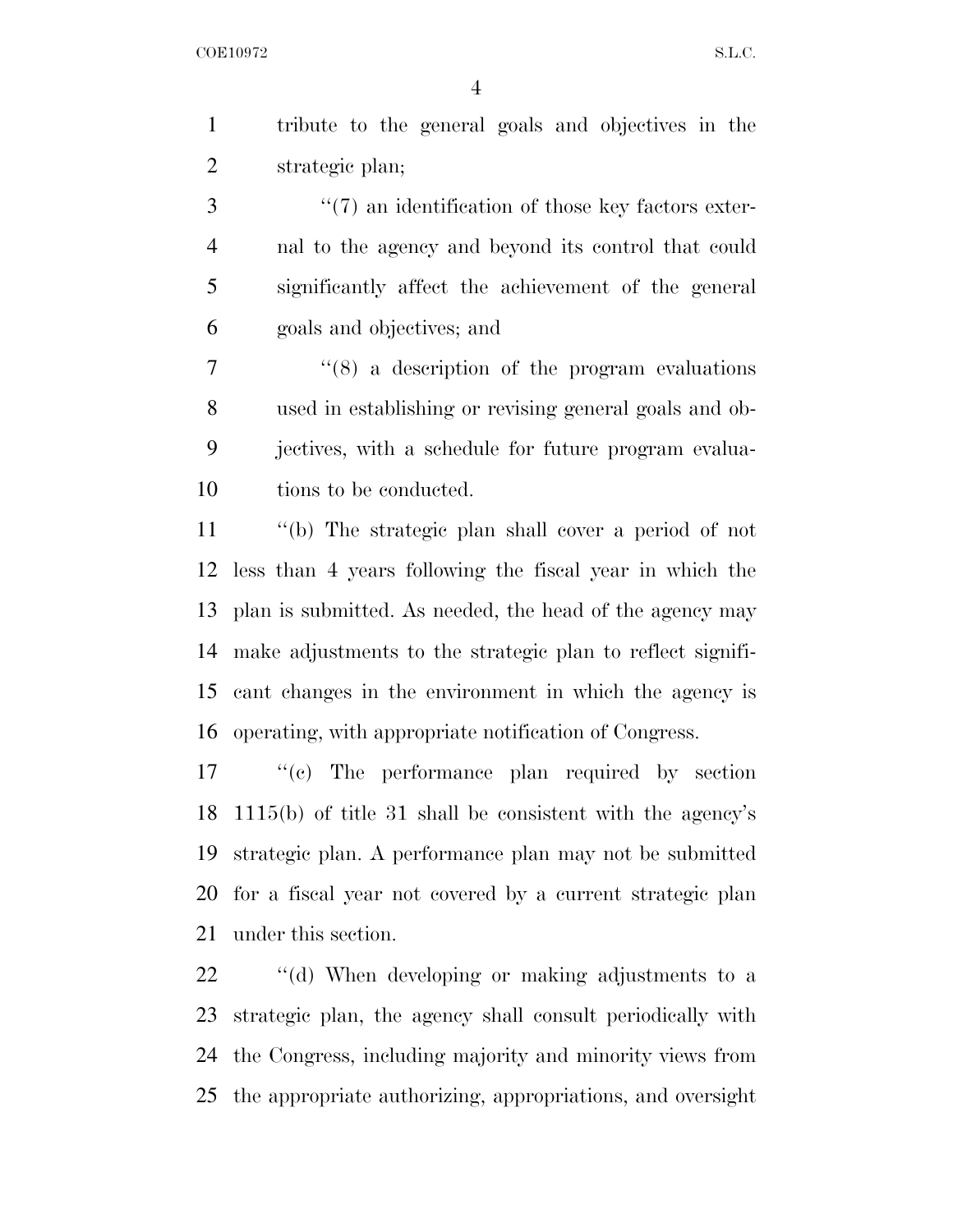tribute to the general goals and objectives in the strategic plan;

''(7) an identification of those key factors external to the agency and beyond its control that could significantly affect the achievement of the general goals and objectives; and

''(8) a description of the program evaluations used in establishing or revising general goals and objectives, with a schedule for future program evaluations to be conducted.

''(b) The strategic plan shall cover a period of not less than 4 years following the fiscal year in which the plan is submitted. As needed, the head of the agency may make adjustments to the strategic plan to reflect significant changes in the environment in which the agency is operating, with appropriate notification of Congress.

''(c) The performance plan required by section 1115(b) of title 31 shall be consistent with the agency's strategic plan. A performance plan may not be submitted for a fiscal year not covered by a current strategic plan under this section.

''(d) When developing or making adjustments to a strategic plan, the agency shall consult periodically with the Congress, including majority and minority views from the appropriate authorizing, appropriations, and oversight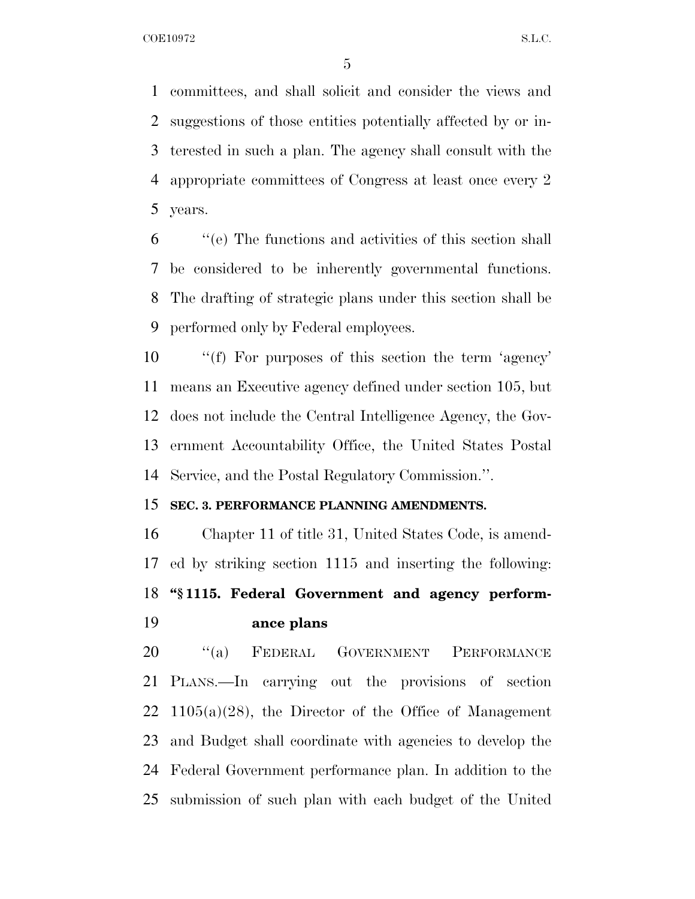committees, and shall solicit and consider the views and suggestions of those entities potentially affected by or interested in such a plan. The agency shall consult with the appropriate committees of Congress at least once every 2 years.

"(e) The functions and activities of this section shall be considered to be inherently governmental functions. The drafting of strategic plans under this section shall be performed only by Federal employees.

"(f) For purposes of this section the term 'agency' means an Executive agency defined under section 105, but does not include the Central Intelligence Agency, the Government Accountability Office, the United States Postal Service, and the Postal Regulatory Commission.".

**SEC. 3. PERFORMANCE PLANNING AMENDMENTS.**

Chapter 11 of title 31, United States Code, is amended by striking section 1115 and inserting the following:

**"§ 1115. Federal Government and agency performance plans**

"(a) FEDERAL GOVERNMENT PERFORMANCE PLANS.—In carrying out the provisions of section 1105(a)(28), the Director of the Office of Management and Budget shall coordinate with agencies to develop the Federal Government performance plan. In addition to the submission of such plan with each budget of the United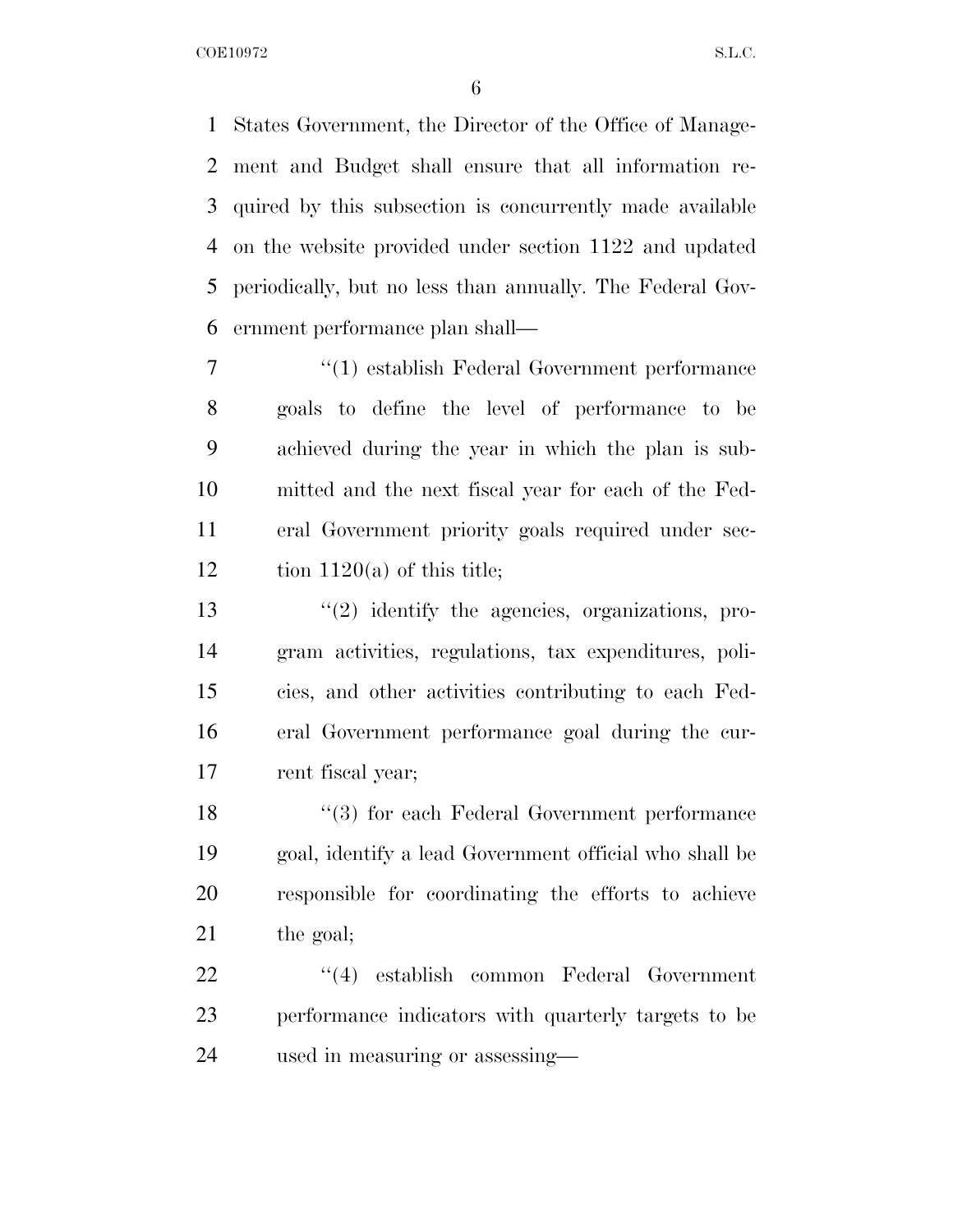States Government, the Director of the Office of Management and Budget shall ensure that all information required by this subsection is concurrently made available on the website provided under section 1122 and updated periodically, but no less than annually. The Federal Government performance plan shall—

"(1) establish Federal Government performance goals to define the level of performance to be achieved during the year in which the plan is submitted and the next fiscal year for each of the Federal Government priority goals required under section 1120(a) of this title;

"(2) identify the agencies, organizations, program activities, regulations, tax expenditures, policies, and other activities contributing to each Federal Government performance goal during the current fiscal year;

"(3) for each Federal Government performance goal, identify a lead Government official who shall be responsible for coordinating the efforts to achieve the goal;

"(4) establish common Federal Government performance indicators with quarterly targets to be used in measuring or assessing—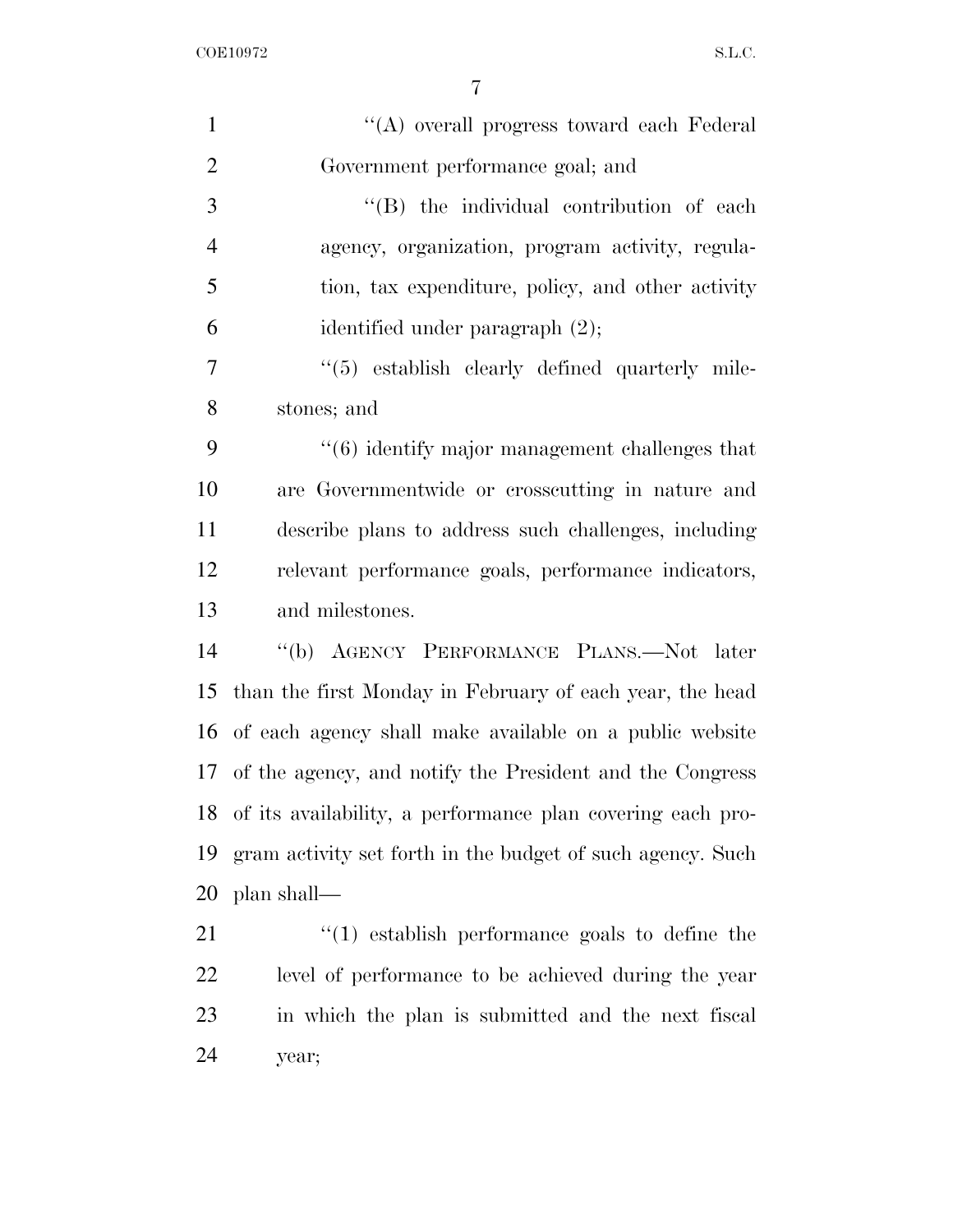''(A) overall progress toward each Federal Government performance goal; and

''(B) the individual contribution of each agency, organization, program activity, regulation, tax expenditure, policy, and other activity identified under paragraph (2);

''(5) establish clearly defined quarterly milestones; and

''(6) identify major management challenges that are Governmentwide or crosscutting in nature and describe plans to address such challenges, including relevant performance goals, performance indicators, and milestones.

''(b) AGENCY PERFORMANCE PLANS.—Not later than the first Monday in February of each year, the head of each agency shall make available on a public website of the agency, and notify the President and the Congress of its availability, a performance plan covering each program activity set forth in the budget of such agency. Such plan shall—

''(1) establish performance goals to define the level of performance to be achieved during the year in which the plan is submitted and the next fiscal year;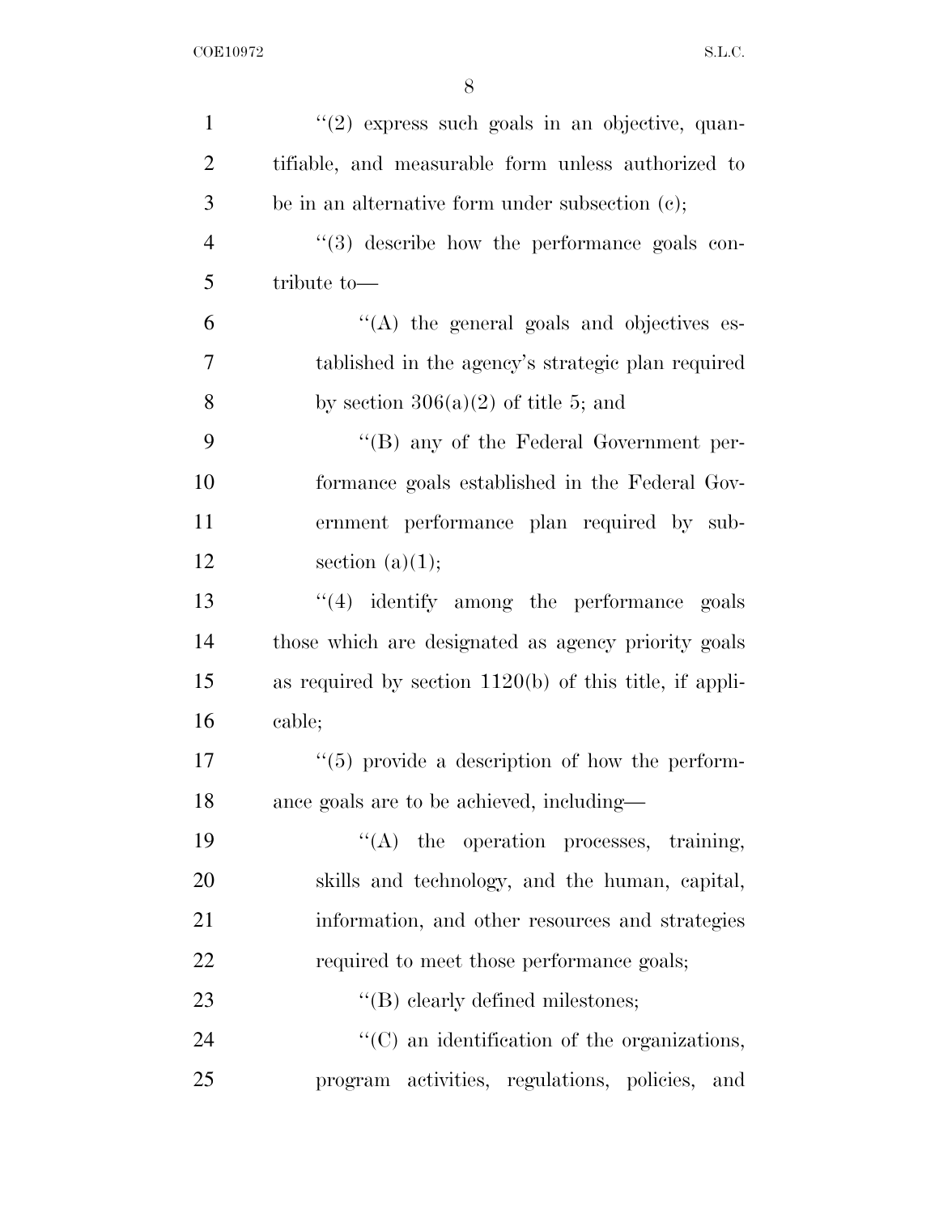"(2) express such goals in an objective, quantifiable, and measurable form unless authorized to be in an alternative form under subsection (c);

"(3) describe how the performance goals contribute to—

"(A) the general goals and objectives established in the agency's strategic plan required by section 306(a)(2) of title 5; and

"(B) any of the Federal Government performance goals established in the Federal Government performance plan required by subsection (a)(1);

"(4) identify among the performance goals those which are designated as agency priority goals as required by section 1120(b) of this title, if applicable;

"(5) provide a description of how the performance goals are to be achieved, including—

"(A) the operation processes, training, skills and technology, and the human, capital, information, and other resources and strategies required to meet those performance goals;

"(B) clearly defined milestones;

"(C) an identification of the organizations, program activities, regulations, policies, and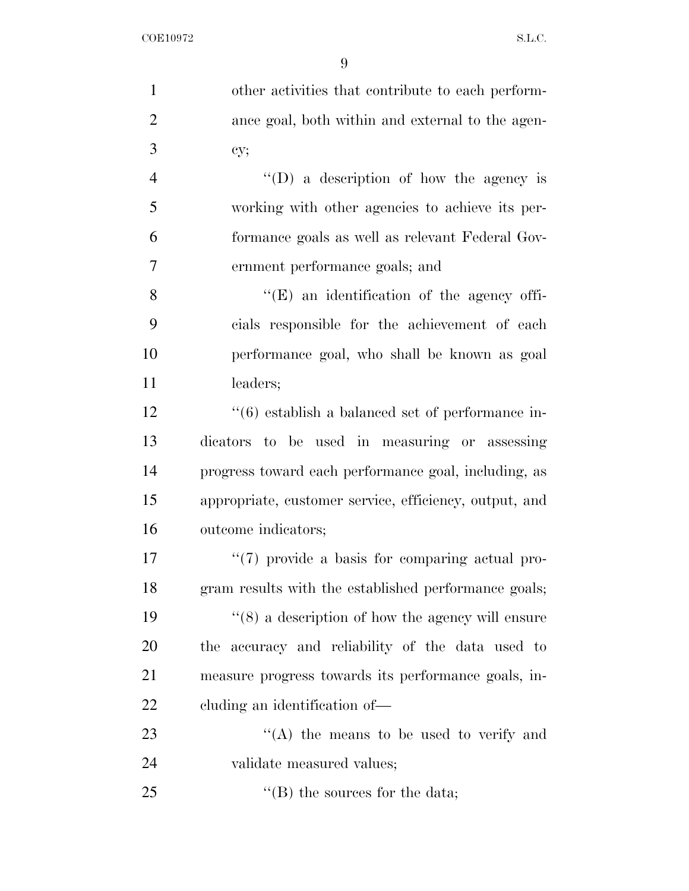other activities that contribute to each performance goal, both within and external to the agency;

''(D) a description of how the agency is working with other agencies to achieve its performance goals as well as relevant Federal Government performance goals; and

''(E) an identification of the agency officials responsible for the achievement of each performance goal, who shall be known as goal leaders;

''(6) establish a balanced set of performance indicators to be used in measuring or assessing progress toward each performance goal, including, as appropriate, customer service, efficiency, output, and outcome indicators;

''(7) provide a basis for comparing actual program results with the established performance goals;

''(8) a description of how the agency will ensure the accuracy and reliability of the data used to measure progress towards its performance goals, including an identification of—

''(A) the means to be used to verify and validate measured values;

''(B) the sources for the data;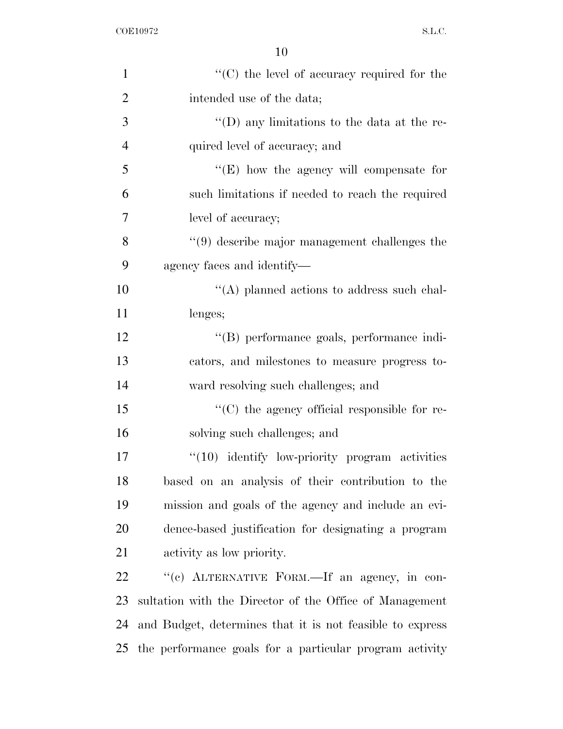"(C) the level of accuracy required for the intended use of the data;

"(D) any limitations to the data at the required level of accuracy; and

"(E) how the agency will compensate for such limitations if needed to reach the required level of accuracy;

"(9) describe major management challenges the agency faces and identify—

"(A) planned actions to address such challenges;

"(B) performance goals, performance indicators, and milestones to measure progress toward resolving such challenges; and

"(C) the agency official responsible for resolving such challenges; and

"(10) identify low-priority program activities based on an analysis of their contribution to the mission and goals of the agency and include an evidence-based justification for designating a program activity as low priority.

"(c) ALTERNATIVE FORM.—If an agency, in consultation with the Director of the Office of Management and Budget, determines that it is not feasible to express the performance goals for a particular program activity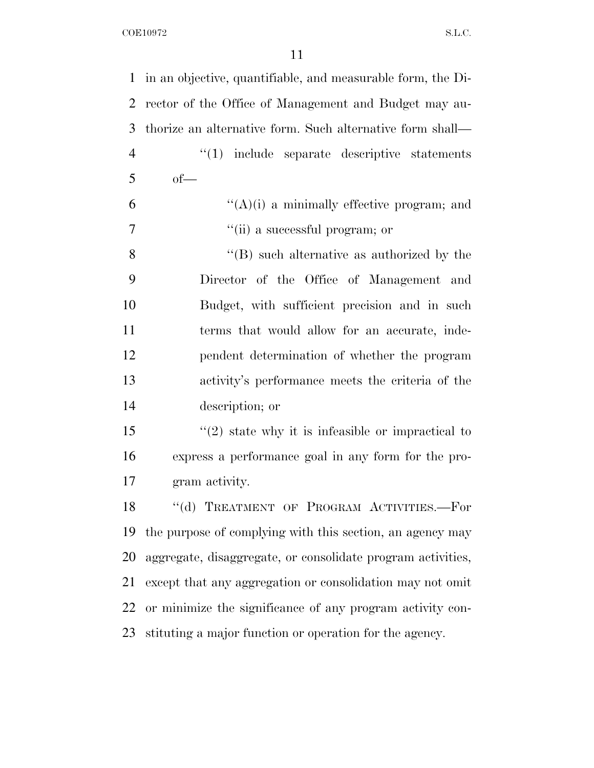in an objective, quantifiable, and measurable form, the Director of the Office of Management and Budget may authorize an alternative form. Such alternative form shall—

"(1) include separate descriptive statements of—

"(A)(i) a minimally effective program; and

"(ii) a successful program; or

"(B) such alternative as authorized by the Director of the Office of Management and Budget, with sufficient precision and in such terms that would allow for an accurate, independent determination of whether the program activity's performance meets the criteria of the description; or

"(2) state why it is infeasible or impractical to express a performance goal in any form for the program activity.

"(d) TREATMENT OF PROGRAM ACTIVITIES.—For the purpose of complying with this section, an agency may aggregate, disaggregate, or consolidate program activities, except that any aggregation or consolidation may not omit or minimize the significance of any program activity constituting a major function or operation for the agency.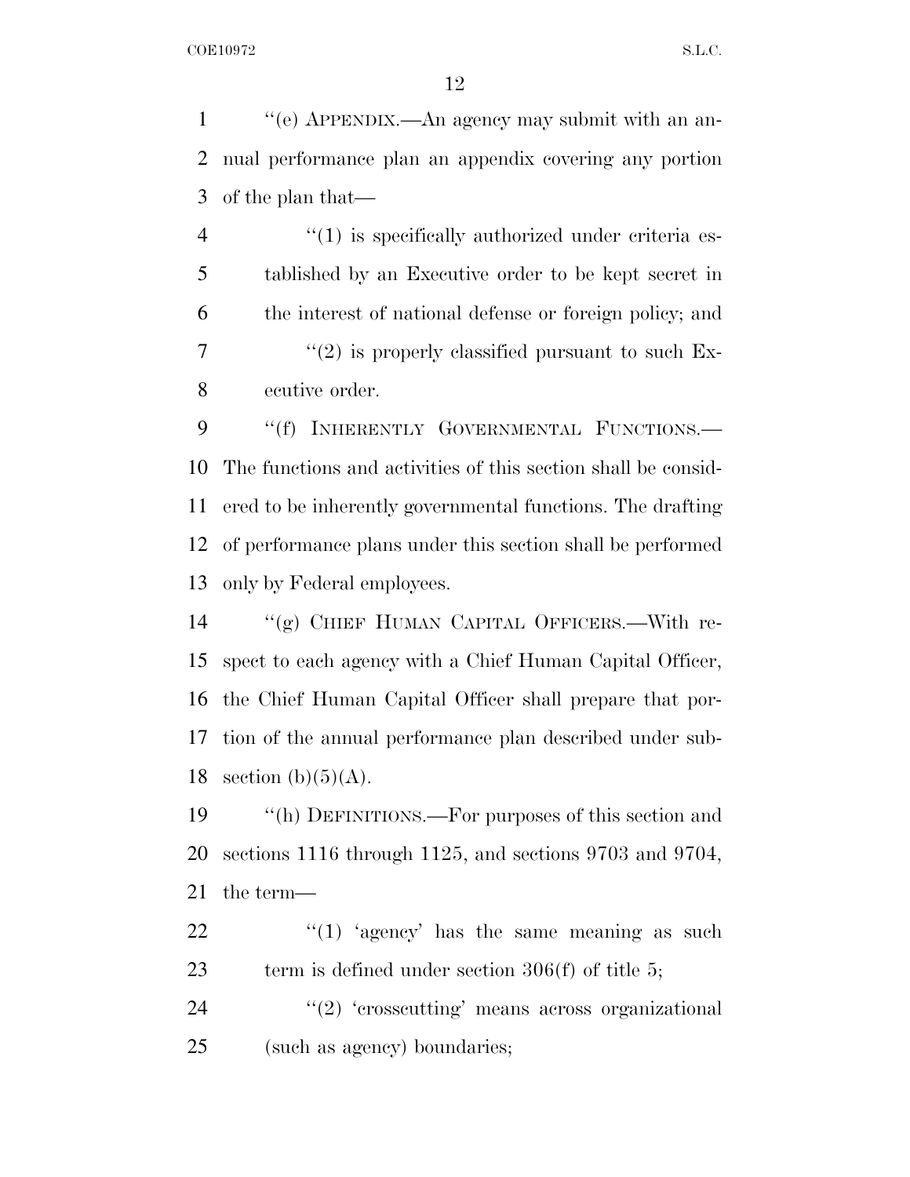''(e) APPENDIX.—An agency may submit with an annual performance plan an appendix covering any portion of the plan that—

''(1) is specifically authorized under criteria established by an Executive order to be kept secret in the interest of national defense or foreign policy; and

''(2) is properly classified pursuant to such Executive order.

''(f) INHERENTLY GOVERNMENTAL FUNCTIONS.—The functions and activities of this section shall be considered to be inherently governmental functions. The drafting of performance plans under this section shall be performed only by Federal employees.

''(g) CHIEF HUMAN CAPITAL OFFICERS.—With respect to each agency with a Chief Human Capital Officer, the Chief Human Capital Officer shall prepare that portion of the annual performance plan described under subsection (b)(5)(A).

''(h) DEFINITIONS.—For purposes of this section and sections 1116 through 1125, and sections 9703 and 9704, the term—

''(1) 'agency' has the same meaning as such term is defined under section 306(f) of title 5;

''(2) 'crosscutting' means across organizational (such as agency) boundaries;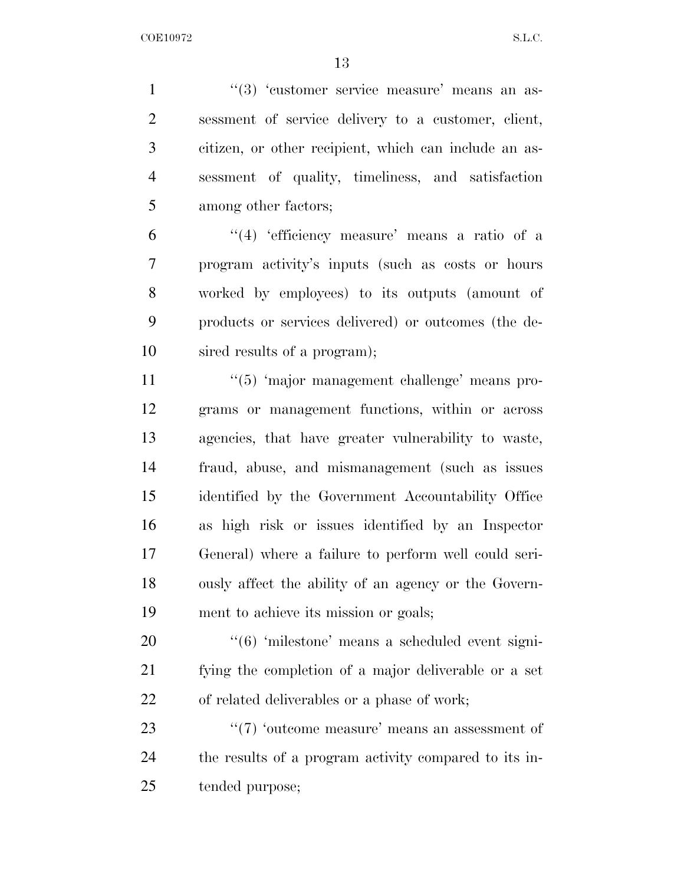''(3) 'customer service measure' means an assessment of service delivery to a customer, client, citizen, or other recipient, which can include an assessment of quality, timeliness, and satisfaction among other factors;

''(4) 'efficiency measure' means a ratio of a program activity's inputs (such as costs or hours worked by employees) to its outputs (amount of products or services delivered) or outcomes (the desired results of a program);

''(5) 'major management challenge' means programs or management functions, within or across agencies, that have greater vulnerability to waste, fraud, abuse, and mismanagement (such as issues identified by the Government Accountability Office as high risk or issues identified by an Inspector General) where a failure to perform well could seriously affect the ability of an agency or the Government to achieve its mission or goals;

''(6) 'milestone' means a scheduled event signifying the completion of a major deliverable or a set of related deliverables or a phase of work;

''(7) 'outcome measure' means an assessment of the results of a program activity compared to its intended purpose;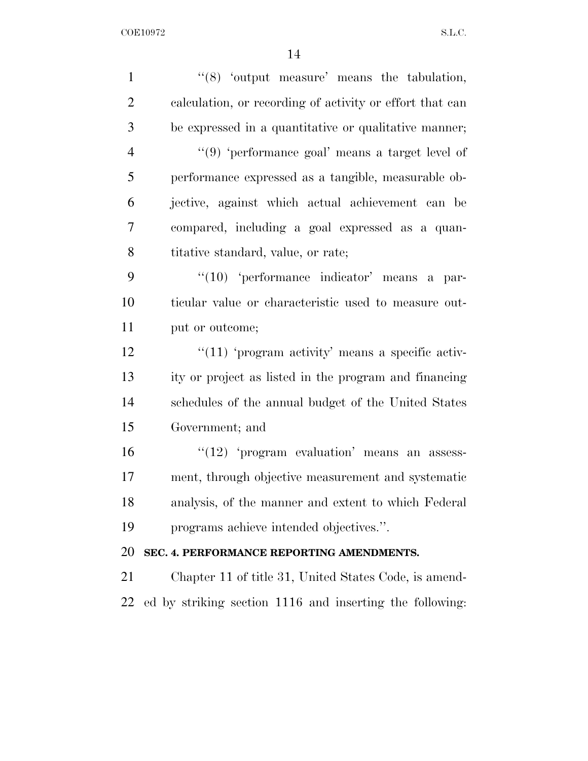''(8) 'output measure' means the tabulation, calculation, or recording of activity or effort that can be expressed in a quantitative or qualitative manner;

''(9) 'performance goal' means a target level of performance expressed as a tangible, measurable objective, against which actual achievement can be compared, including a goal expressed as a quantitative standard, value, or rate;

''(10) 'performance indicator' means a particular value or characteristic used to measure output or outcome;

''(11) 'program activity' means a specific activity or project as listed in the program and financing schedules of the annual budget of the United States Government; and

''(12) 'program evaluation' means an assessment, through objective measurement and systematic analysis, of the manner and extent to which Federal programs achieve intended objectives.''.

**SEC. 4. PERFORMANCE REPORTING AMENDMENTS.**

Chapter 11 of title 31, United States Code, is amended by striking section 1116 and inserting the following: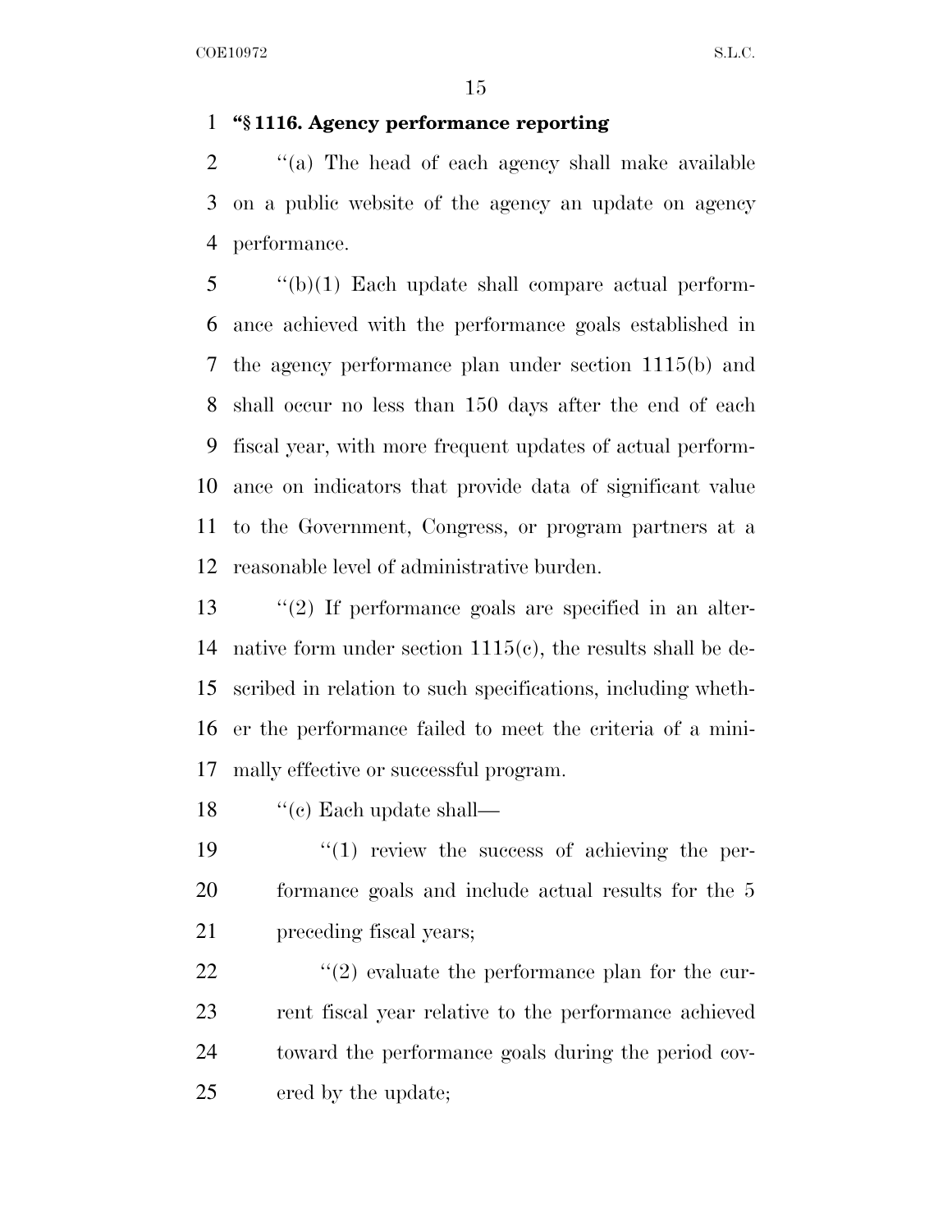**"§ 1116. Agency performance reporting**

"(a) The head of each agency shall make available on a public website of the agency an update on agency performance.

"(b)(1) Each update shall compare actual performance achieved with the performance goals established in the agency performance plan under section 1115(b) and shall occur no less than 150 days after the end of each fiscal year, with more frequent updates of actual performance on indicators that provide data of significant value to the Government, Congress, or program partners at a reasonable level of administrative burden.

"(2) If performance goals are specified in an alternative form under section 1115(c), the results shall be described in relation to such specifications, including whether the performance failed to meet the criteria of a minimally effective or successful program.

"(c) Each update shall—

"(1) review the success of achieving the performance goals and include actual results for the 5 preceding fiscal years;

"(2) evaluate the performance plan for the current fiscal year relative to the performance achieved toward the performance goals during the period covered by the update;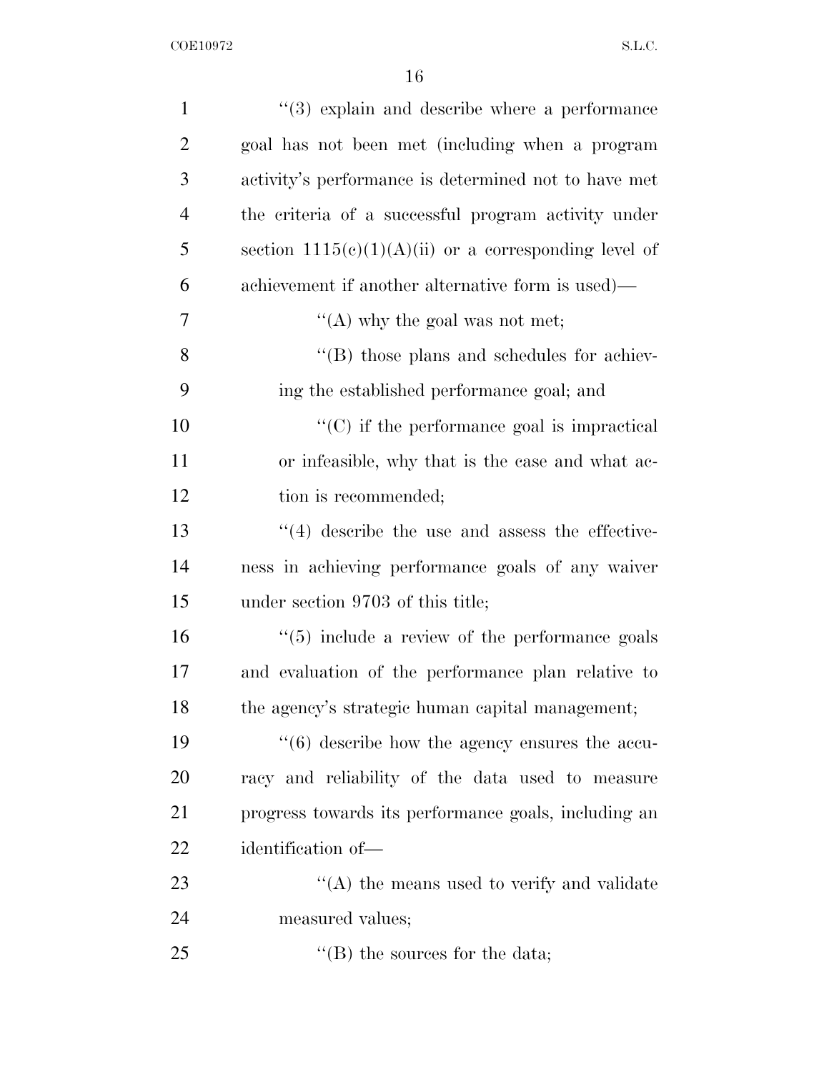''(3) explain and describe where a performance goal has not been met (including when a program activity's performance is determined not to have met the criteria of a successful program activity under section 1115(c)(1)(A)(ii) or a corresponding level of achievement if another alternative form is used)—

''(A) why the goal was not met;

''(B) those plans and schedules for achieving the established performance goal; and

''(C) if the performance goal is impractical or infeasible, why that is the case and what action is recommended;

''(4) describe the use and assess the effectiveness in achieving performance goals of any waiver under section 9703 of this title;

''(5) include a review of the performance goals and evaluation of the performance plan relative to the agency's strategic human capital management;

''(6) describe how the agency ensures the accuracy and reliability of the data used to measure progress towards its performance goals, including an identification of—

''(A) the means used to verify and validate measured values;

''(B) the sources for the data;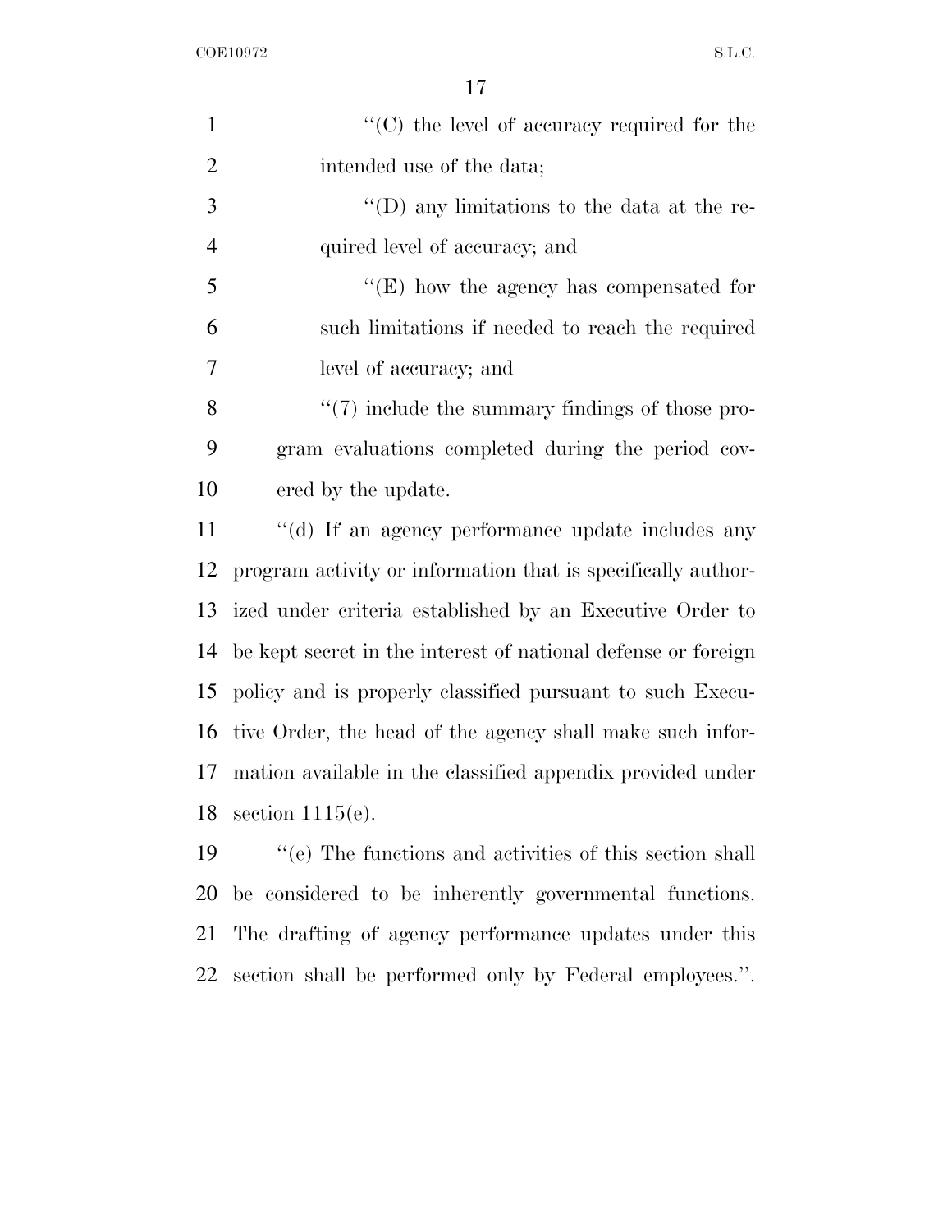''(C) the level of accuracy required for the intended use of the data;

''(D) any limitations to the data at the required level of accuracy; and

''(E) how the agency has compensated for such limitations if needed to reach the required level of accuracy; and

''(7) include the summary findings of those program evaluations completed during the period covered by the update.

''(d) If an agency performance update includes any program activity or information that is specifically authorized under criteria established by an Executive Order to be kept secret in the interest of national defense or foreign policy and is properly classified pursuant to such Executive Order, the head of the agency shall make such information available in the classified appendix provided under section 1115(e).

''(e) The functions and activities of this section shall be considered to be inherently governmental functions. The drafting of agency performance updates under this section shall be performed only by Federal employees.''.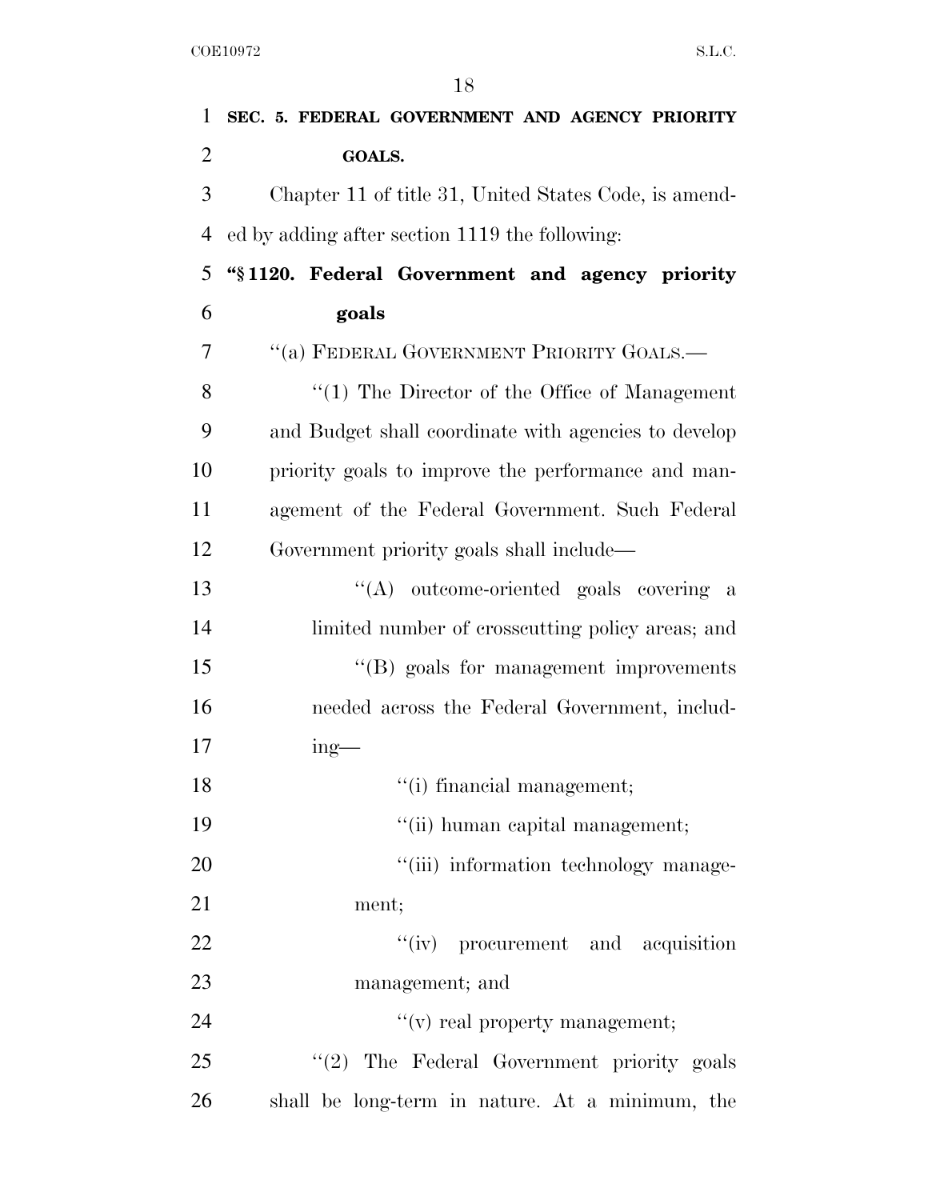**SEC. 5. FEDERAL GOVERNMENT AND AGENCY PRIORITY GOALS.**

Chapter 11 of title 31, United States Code, is amended by adding after section 1119 the following:

**"§ 1120. Federal Government and agency priority goals**

"(a) FEDERAL GOVERNMENT PRIORITY GOALS.—

"(1) The Director of the Office of Management and Budget shall coordinate with agencies to develop priority goals to improve the performance and management of the Federal Government. Such Federal Government priority goals shall include—

"(A) outcome-oriented goals covering a limited number of crosscutting policy areas; and

"(B) goals for management improvements needed across the Federal Government, including—

"(i) financial management;

"(ii) human capital management;

"(iii) information technology management;

"(iv) procurement and acquisition management; and

"(v) real property management;

"(2) The Federal Government priority goals shall be long-term in nature. At a minimum, the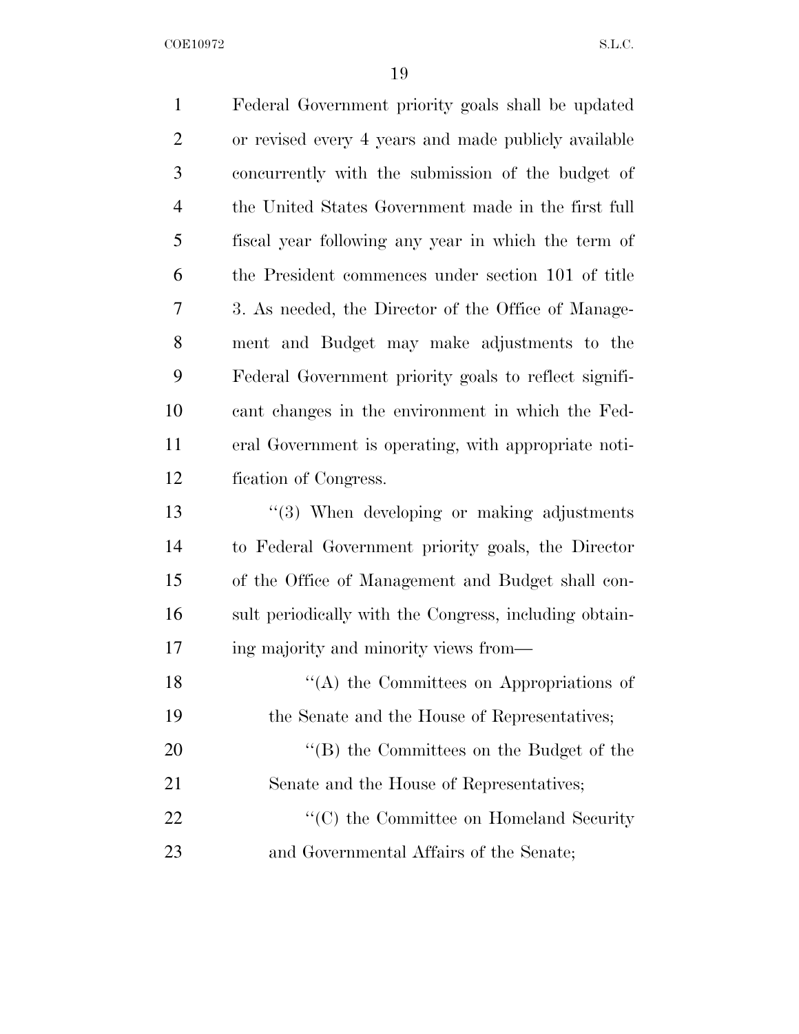Federal Government priority goals shall be updated or revised every 4 years and made publicly available concurrently with the submission of the budget of the United States Government made in the first full fiscal year following any year in which the term of the President commences under section 101 of title 3. As needed, the Director of the Office of Management and Budget may make adjustments to the Federal Government priority goals to reflect significant changes in the environment in which the Federal Government is operating, with appropriate notification of Congress.

''(3) When developing or making adjustments to Federal Government priority goals, the Director of the Office of Management and Budget shall consult periodically with the Congress, including obtaining majority and minority views from—

''(A) the Committees on Appropriations of the Senate and the House of Representatives;

''(B) the Committees on the Budget of the Senate and the House of Representatives;

''(C) the Committee on Homeland Security and Governmental Affairs of the Senate;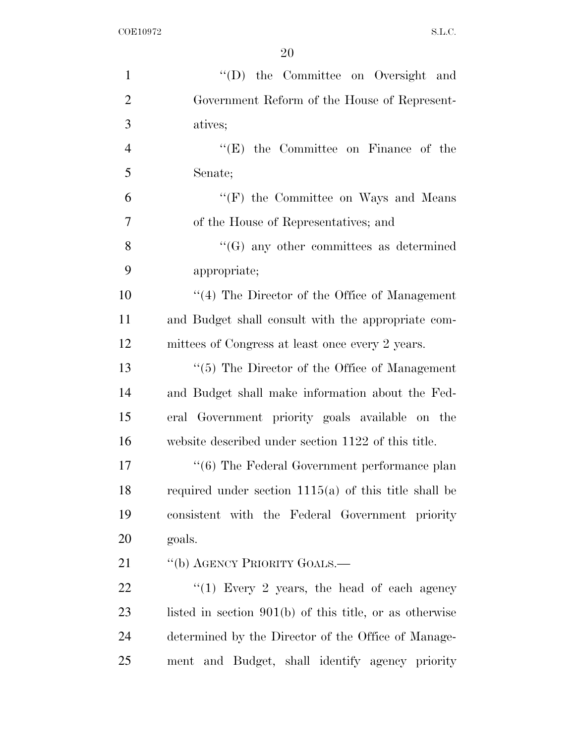''(D) the Committee on Oversight and Government Reform of the House of Representatives;

''(E) the Committee on Finance of the Senate;

''(F) the Committee on Ways and Means of the House of Representatives; and

''(G) any other committees as determined appropriate;

''(4) The Director of the Office of Management and Budget shall consult with the appropriate committees of Congress at least once every 2 years.

''(5) The Director of the Office of Management and Budget shall make information about the Federal Government priority goals available on the website described under section 1122 of this title.

''(6) The Federal Government performance plan required under section 1115(a) of this title shall be consistent with the Federal Government priority goals.

''(b) AGENCY PRIORITY GOALS.—

''(1) Every 2 years, the head of each agency listed in section 901(b) of this title, or as otherwise determined by the Director of the Office of Management and Budget, shall identify agency priority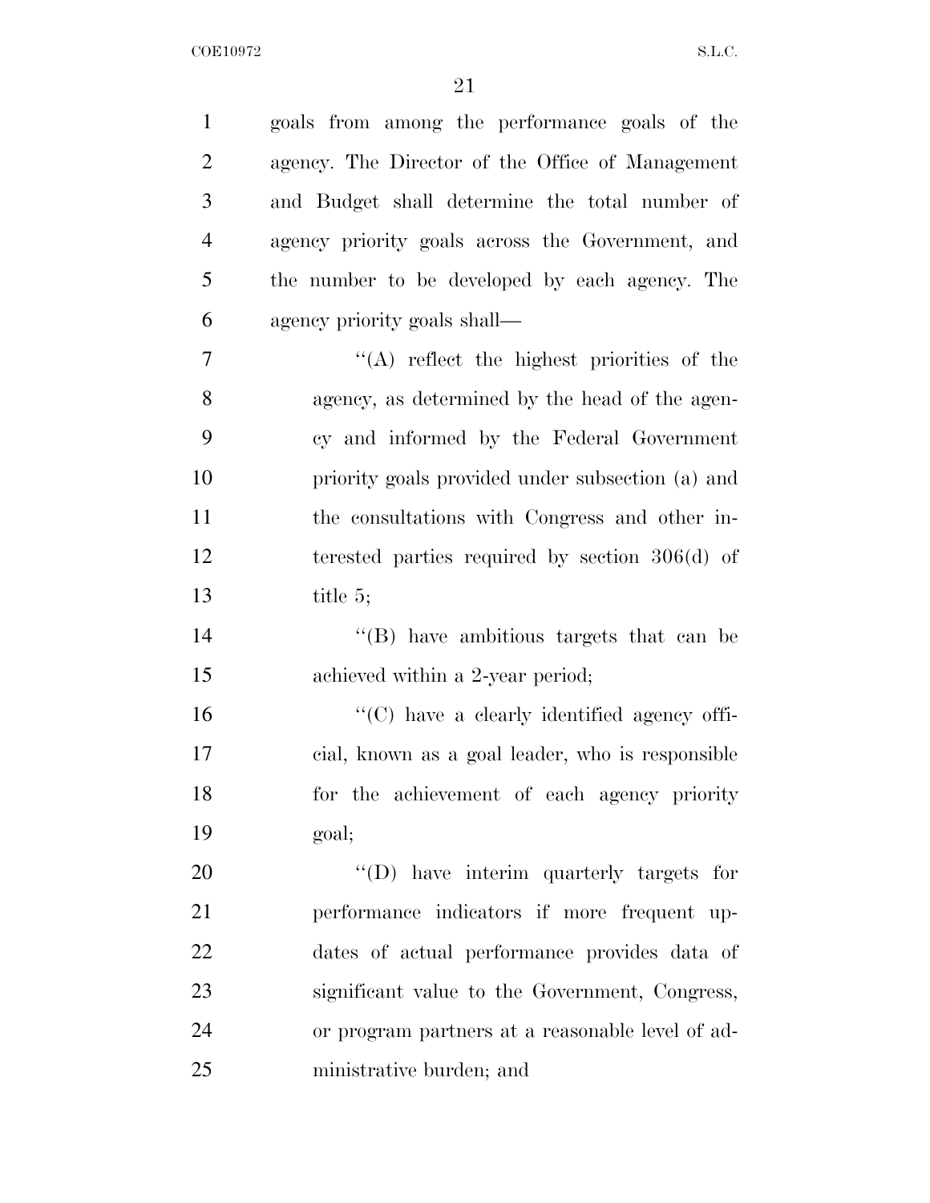goals from among the performance goals of the agency. The Director of the Office of Management and Budget shall determine the total number of agency priority goals across the Government, and the number to be developed by each agency. The agency priority goals shall—

''(A) reflect the highest priorities of the agency, as determined by the head of the agency and informed by the Federal Government priority goals provided under subsection (a) and the consultations with Congress and other interested parties required by section 306(d) of title 5;

''(B) have ambitious targets that can be achieved within a 2-year period;

''(C) have a clearly identified agency official, known as a goal leader, who is responsible for the achievement of each agency priority goal;

''(D) have interim quarterly targets for performance indicators if more frequent updates of actual performance provides data of significant value to the Government, Congress, or program partners at a reasonable level of administrative burden; and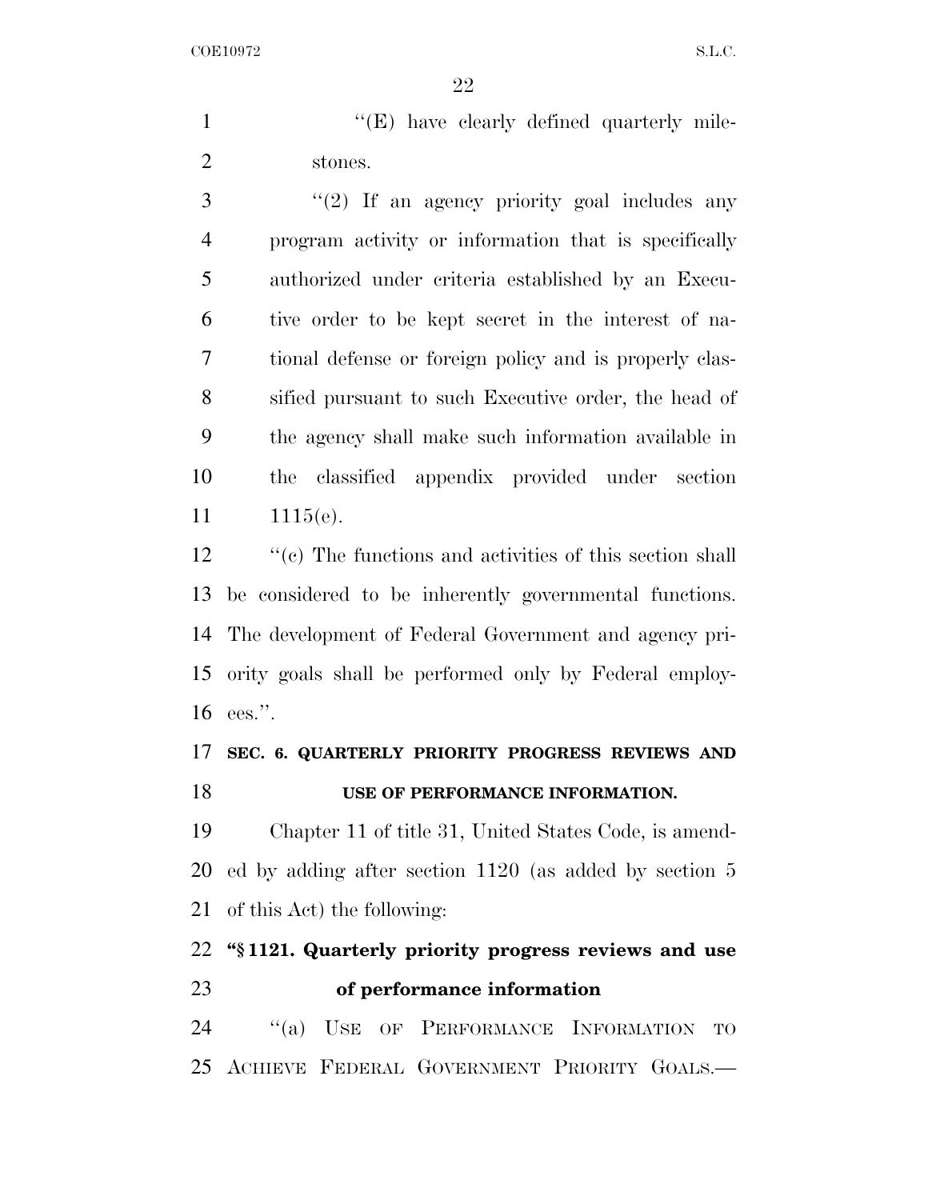"(E) have clearly defined quarterly milestones.

"(2) If an agency priority goal includes any program activity or information that is specifically authorized under criteria established by an Executive order to be kept secret in the interest of national defense or foreign policy and is properly classified pursuant to such Executive order, the head of the agency shall make such information available in the classified appendix provided under section 1115(e).

"(c) The functions and activities of this section shall be considered to be inherently governmental functions. The development of Federal Government and agency priority goals shall be performed only by Federal employees.".

**SEC. 6. QUARTERLY PRIORITY PROGRESS REVIEWS AND USE OF PERFORMANCE INFORMATION.**

Chapter 11 of title 31, United States Code, is amended by adding after section 1120 (as added by section 5 of this Act) the following:

**"§ 1121. Quarterly priority progress reviews and use of performance information**

"(a) USE OF PERFORMANCE INFORMATION TO ACHIEVE FEDERAL GOVERNMENT PRIORITY GOALS.—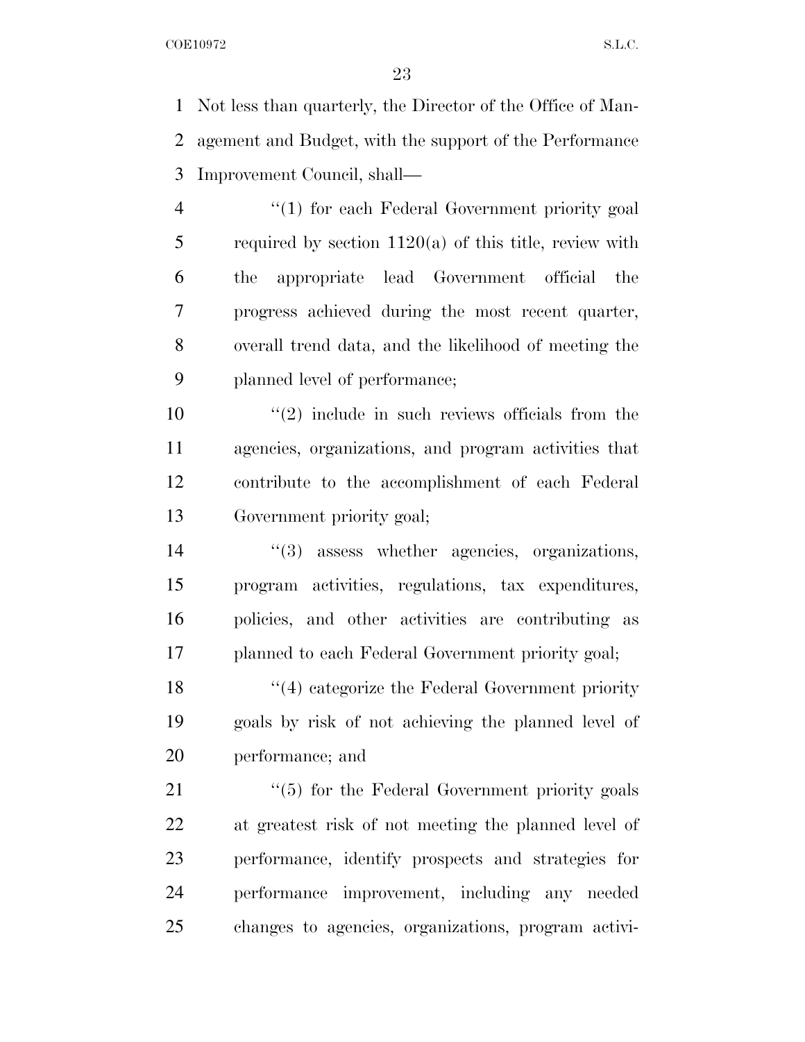Not less than quarterly, the Director of the Office of Management and Budget, with the support of the Performance Improvement Council, shall—

"(1) for each Federal Government priority goal required by section 1120(a) of this title, review with the appropriate lead Government official the progress achieved during the most recent quarter, overall trend data, and the likelihood of meeting the planned level of performance;

"(2) include in such reviews officials from the agencies, organizations, and program activities that contribute to the accomplishment of each Federal Government priority goal;

"(3) assess whether agencies, organizations, program activities, regulations, tax expenditures, policies, and other activities are contributing as planned to each Federal Government priority goal;

"(4) categorize the Federal Government priority goals by risk of not achieving the planned level of performance; and

"(5) for the Federal Government priority goals at greatest risk of not meeting the planned level of performance, identify prospects and strategies for performance improvement, including any needed changes to agencies, organizations, program activi-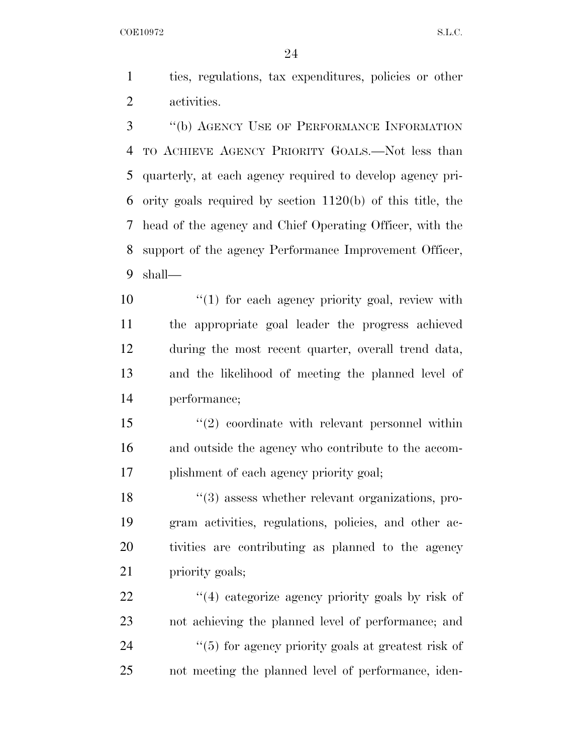ties, regulations, tax expenditures, policies or other activities.

''(b) AGENCY USE OF PERFORMANCE INFORMATION TO ACHIEVE AGENCY PRIORITY GOALS.—Not less than quarterly, at each agency required to develop agency priority goals required by section 1120(b) of this title, the head of the agency and Chief Operating Officer, with the support of the agency Performance Improvement Officer, shall—

''(1) for each agency priority goal, review with the appropriate goal leader the progress achieved during the most recent quarter, overall trend data, and the likelihood of meeting the planned level of performance;

''(2) coordinate with relevant personnel within and outside the agency who contribute to the accomplishment of each agency priority goal;

''(3) assess whether relevant organizations, program activities, regulations, policies, and other activities are contributing as planned to the agency priority goals;

''(4) categorize agency priority goals by risk of not achieving the planned level of performance; and

''(5) for agency priority goals at greatest risk of not meeting the planned level of performance, iden-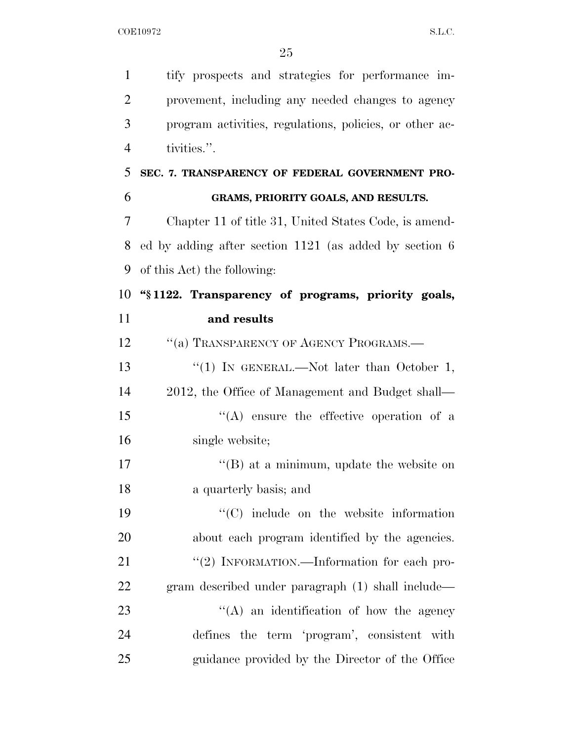tify prospects and strategies for performance improvement, including any needed changes to agency program activities, regulations, policies, or other activities.''.

**SEC. 7. TRANSPARENCY OF FEDERAL GOVERNMENT PROGRAMS, PRIORITY GOALS, AND RESULTS.**

Chapter 11 of title 31, United States Code, is amended by adding after section 1121 (as added by section 6 of this Act) the following:

**''§ 1122. Transparency of programs, priority goals, and results**

''(a) TRANSPARENCY OF AGENCY PROGRAMS.—

''(1) IN GENERAL.—Not later than October 1, 2012, the Office of Management and Budget shall—

''(A) ensure the effective operation of a single website;

''(B) at a minimum, update the website on a quarterly basis; and

''(C) include on the website information about each program identified by the agencies.

''(2) INFORMATION.—Information for each program described under paragraph (1) shall include—

''(A) an identification of how the agency defines the term 'program', consistent with guidance provided by the Director of the Office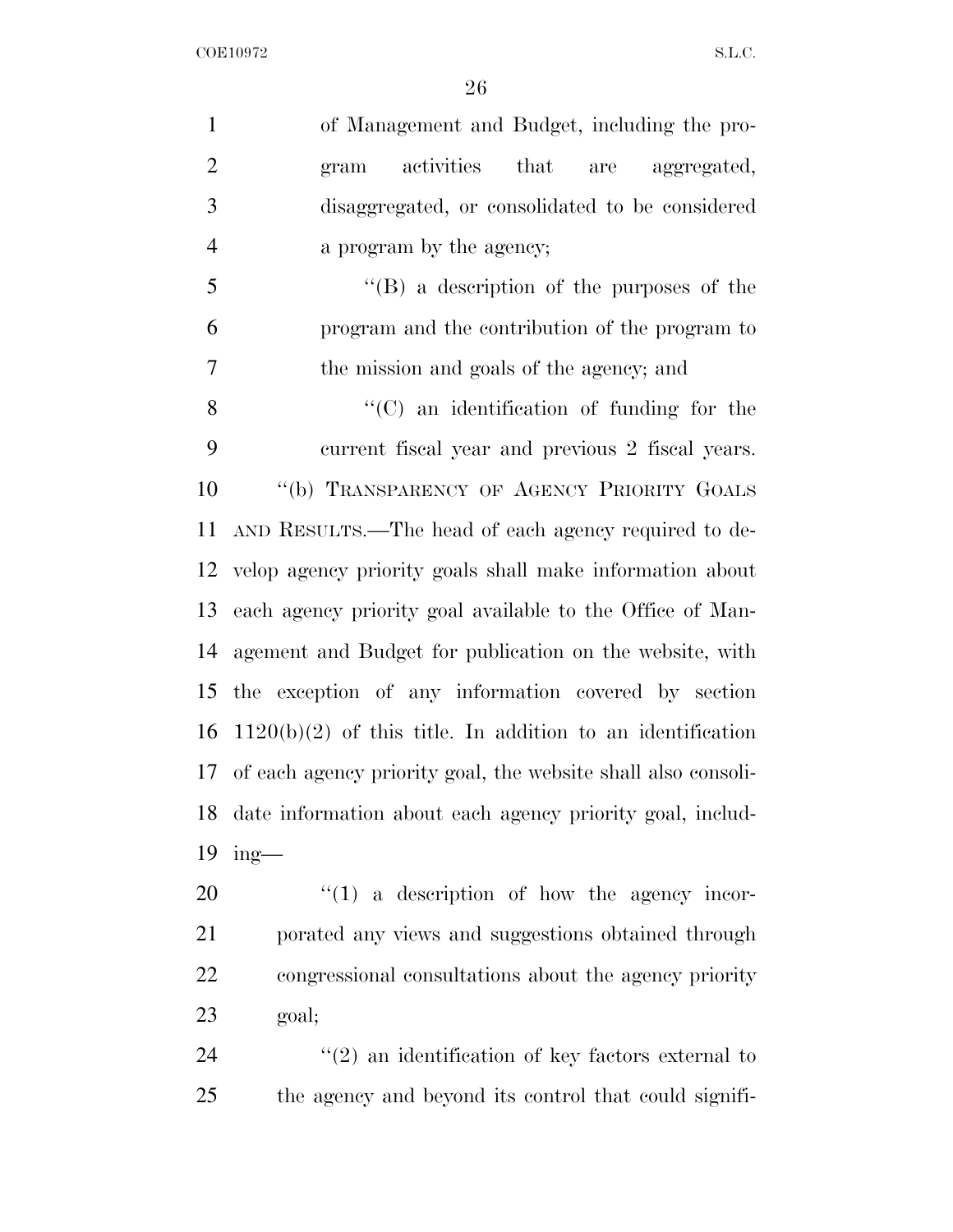of Management and Budget, including the program activities that are aggregated, disaggregated, or consolidated to be considered a program by the agency;

''(B) a description of the purposes of the program and the contribution of the program to the mission and goals of the agency; and

''(C) an identification of funding for the current fiscal year and previous 2 fiscal years.

''(b) TRANSPARENCY OF AGENCY PRIORITY GOALS AND RESULTS.—The head of each agency required to develop agency priority goals shall make information about each agency priority goal available to the Office of Management and Budget for publication on the website, with the exception of any information covered by section 1120(b)(2) of this title. In addition to an identification of each agency priority goal, the website shall also consolidate information about each agency priority goal, including—

''(1) a description of how the agency incorporated any views and suggestions obtained through congressional consultations about the agency priority goal;

''(2) an identification of key factors external to the agency and beyond its control that could signifi-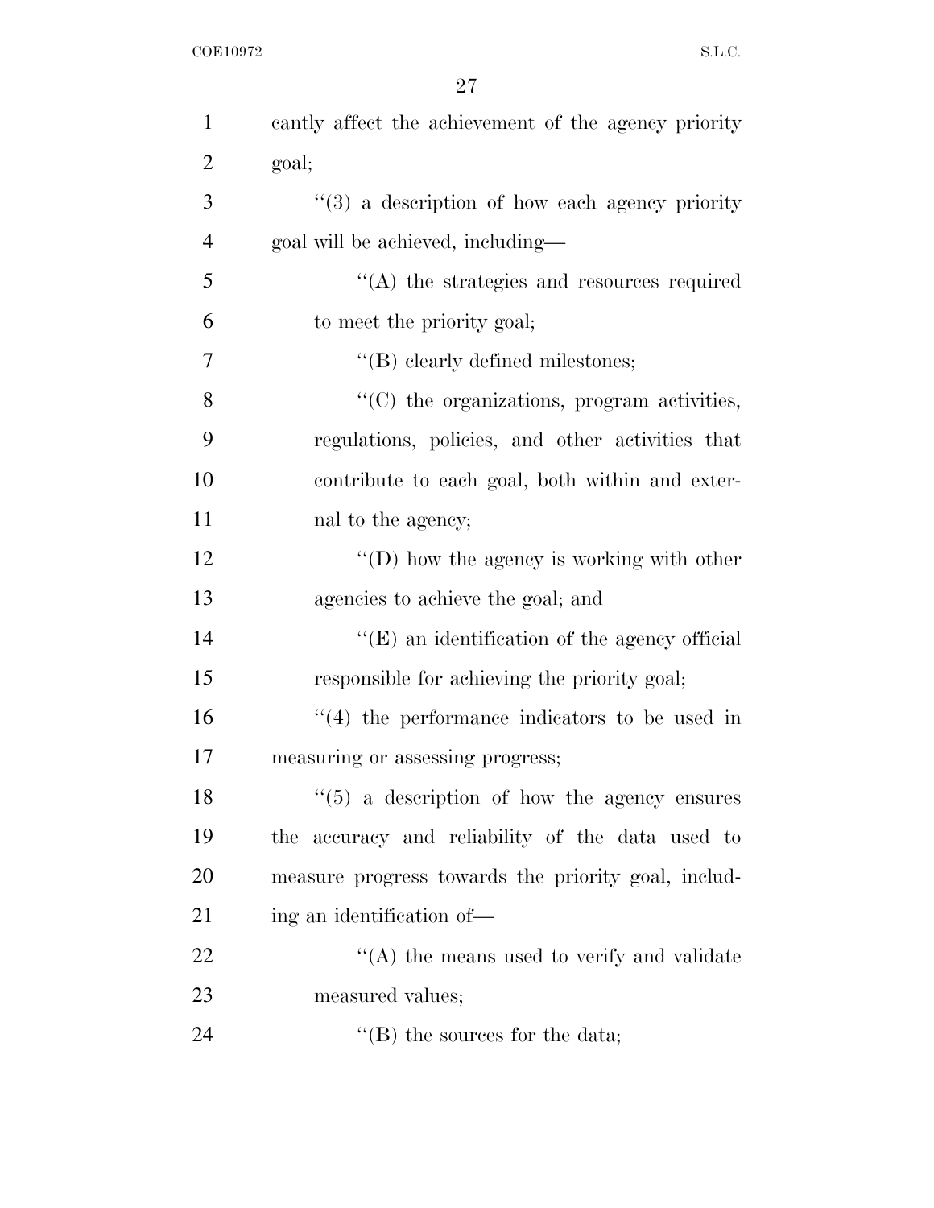cantly affect the achievement of the agency priority goal;

''(3) a description of how each agency priority goal will be achieved, including—

''(A) the strategies and resources required to meet the priority goal;

''(B) clearly defined milestones;

''(C) the organizations, program activities, regulations, policies, and other activities that contribute to each goal, both within and external to the agency;

''(D) how the agency is working with other agencies to achieve the goal; and

''(E) an identification of the agency official responsible for achieving the priority goal;

''(4) the performance indicators to be used in measuring or assessing progress;

''(5) a description of how the agency ensures the accuracy and reliability of the data used to measure progress towards the priority goal, including an identification of—

''(A) the means used to verify and validate measured values;

''(B) the sources for the data;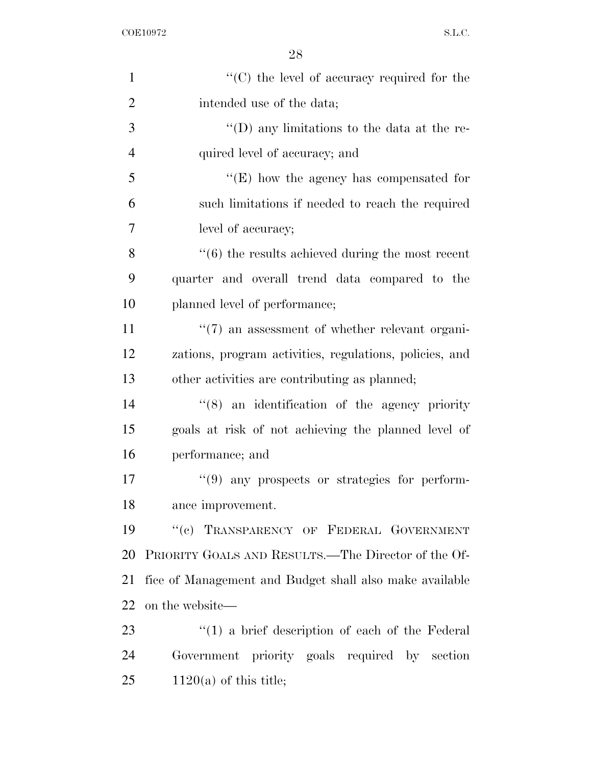''(C) the level of accuracy required for the intended use of the data;

''(D) any limitations to the data at the required level of accuracy; and

''(E) how the agency has compensated for such limitations if needed to reach the required level of accuracy;

''(6) the results achieved during the most recent quarter and overall trend data compared to the planned level of performance;

''(7) an assessment of whether relevant organizations, program activities, regulations, policies, and other activities are contributing as planned;

''(8) an identification of the agency priority goals at risk of not achieving the planned level of performance; and

''(9) any prospects or strategies for performance improvement.

''(c) TRANSPARENCY OF FEDERAL GOVERNMENT PRIORITY GOALS AND RESULTS.—The Director of the Office of Management and Budget shall also make available on the website—

''(1) a brief description of each of the Federal Government priority goals required by section 1120(a) of this title;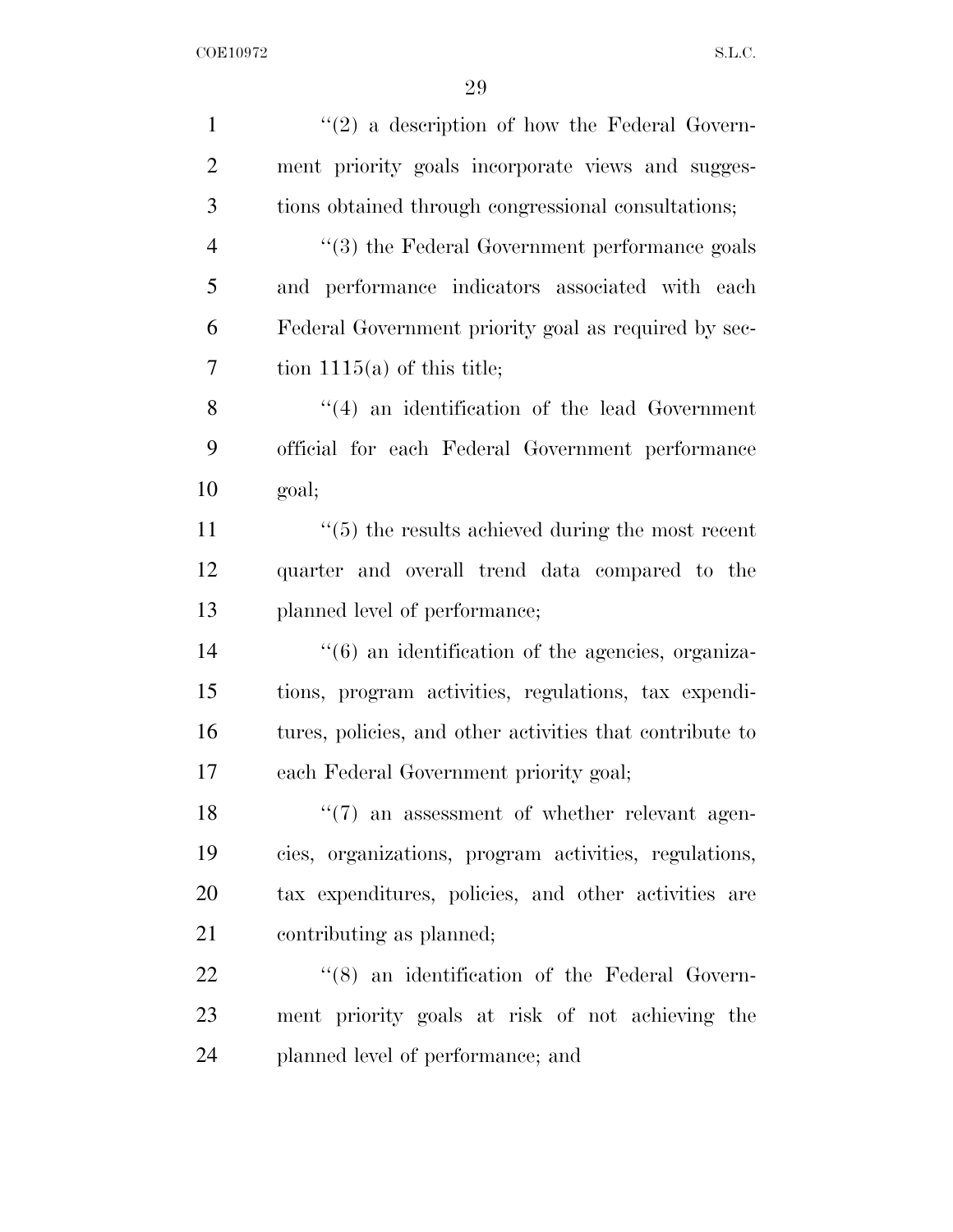''(2) a description of how the Federal Government priority goals incorporate views and suggestions obtained through congressional consultations;

''(3) the Federal Government performance goals and performance indicators associated with each Federal Government priority goal as required by section 1115(a) of this title;

''(4) an identification of the lead Government official for each Federal Government performance goal;

''(5) the results achieved during the most recent quarter and overall trend data compared to the planned level of performance;

''(6) an identification of the agencies, organizations, program activities, regulations, tax expenditures, policies, and other activities that contribute to each Federal Government priority goal;

''(7) an assessment of whether relevant agencies, organizations, program activities, regulations, tax expenditures, policies, and other activities are contributing as planned;

''(8) an identification of the Federal Government priority goals at risk of not achieving the planned level of performance; and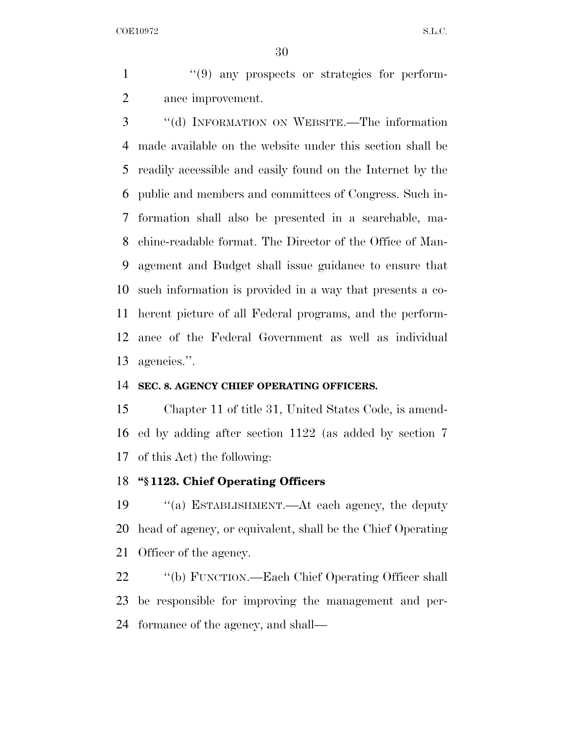"(9) any prospects or strategies for performance improvement.

"(d) INFORMATION ON WEBSITE.—The information made available on the website under this section shall be readily accessible and easily found on the Internet by the public and members and committees of Congress. Such information shall also be presented in a searchable, machine-readable format. The Director of the Office of Management and Budget shall issue guidance to ensure that such information is provided in a way that presents a coherent picture of all Federal programs, and the performance of the Federal Government as well as individual agencies.".

**SEC. 8. AGENCY CHIEF OPERATING OFFICERS.**

Chapter 11 of title 31, United States Code, is amended by adding after section 1122 (as added by section 7 of this Act) the following:

**"§ 1123. Chief Operating Officers**

"(a) ESTABLISHMENT.—At each agency, the deputy head of agency, or equivalent, shall be the Chief Operating Officer of the agency.

"(b) FUNCTION.—Each Chief Operating Officer shall be responsible for improving the management and performance of the agency, and shall—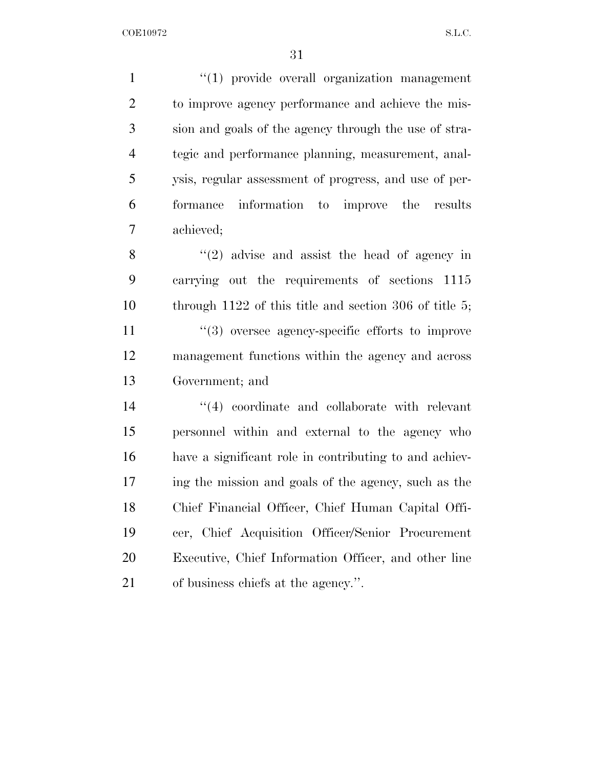"(1) provide overall organization management to improve agency performance and achieve the mission and goals of the agency through the use of strategic and performance planning, measurement, analysis, regular assessment of progress, and use of performance information to improve the results achieved;

"(2) advise and assist the head of agency in carrying out the requirements of sections 1115 through 1122 of this title and section 306 of title 5;

"(3) oversee agency-specific efforts to improve management functions within the agency and across Government; and

"(4) coordinate and collaborate with relevant personnel within and external to the agency who have a significant role in contributing to and achieving the mission and goals of the agency, such as the Chief Financial Officer, Chief Human Capital Officer, Chief Acquisition Officer/Senior Procurement Executive, Chief Information Officer, and other line of business chiefs at the agency.".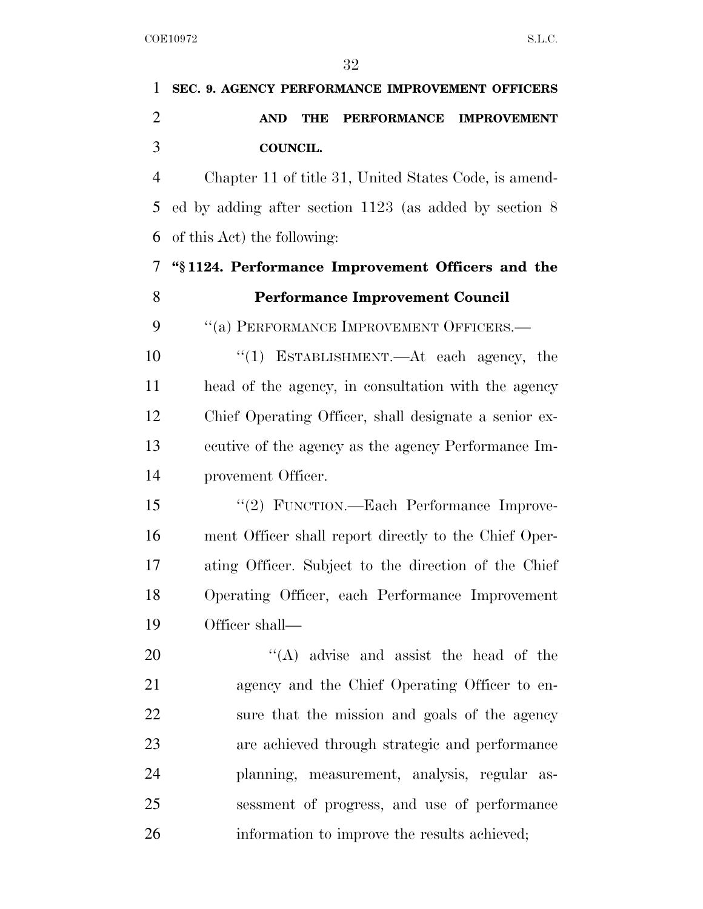**SEC. 9. AGENCY PERFORMANCE IMPROVEMENT OFFICERS AND THE PERFORMANCE IMPROVEMENT COUNCIL.**

Chapter 11 of title 31, United States Code, is amended by adding after section 1123 (as added by section 8 of this Act) the following:

**"§ 1124. Performance Improvement Officers and the Performance Improvement Council**

"(a) PERFORMANCE IMPROVEMENT OFFICERS.—

"(1) ESTABLISHMENT.—At each agency, the head of the agency, in consultation with the agency Chief Operating Officer, shall designate a senior executive of the agency as the agency Performance Improvement Officer.

"(2) FUNCTION.—Each Performance Improvement Officer shall report directly to the Chief Operating Officer. Subject to the direction of the Chief Operating Officer, each Performance Improvement Officer shall—

"(A) advise and assist the head of the agency and the Chief Operating Officer to ensure that the mission and goals of the agency are achieved through strategic and performance planning, measurement, analysis, regular assessment of progress, and use of performance information to improve the results achieved;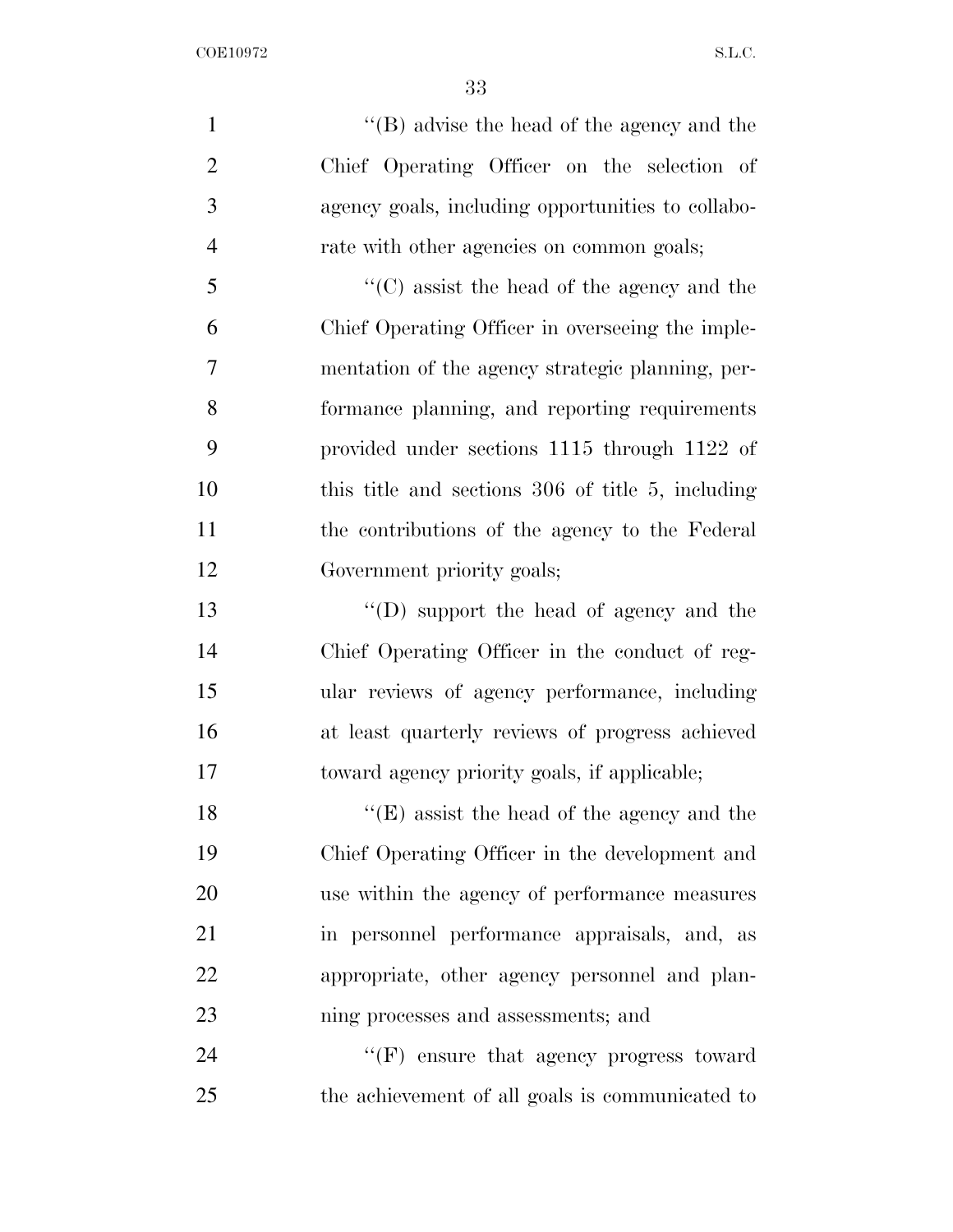''(B) advise the head of the agency and the Chief Operating Officer on the selection of agency goals, including opportunities to collaborate with other agencies on common goals;

''(C) assist the head of the agency and the Chief Operating Officer in overseeing the implementation of the agency strategic planning, performance planning, and reporting requirements provided under sections 1115 through 1122 of this title and sections 306 of title 5, including the contributions of the agency to the Federal Government priority goals;

''(D) support the head of agency and the Chief Operating Officer in the conduct of regular reviews of agency performance, including at least quarterly reviews of progress achieved toward agency priority goals, if applicable;

''(E) assist the head of the agency and the Chief Operating Officer in the development and use within the agency of performance measures in personnel performance appraisals, and, as appropriate, other agency personnel and planning processes and assessments; and

''(F) ensure that agency progress toward the achievement of all goals is communicated to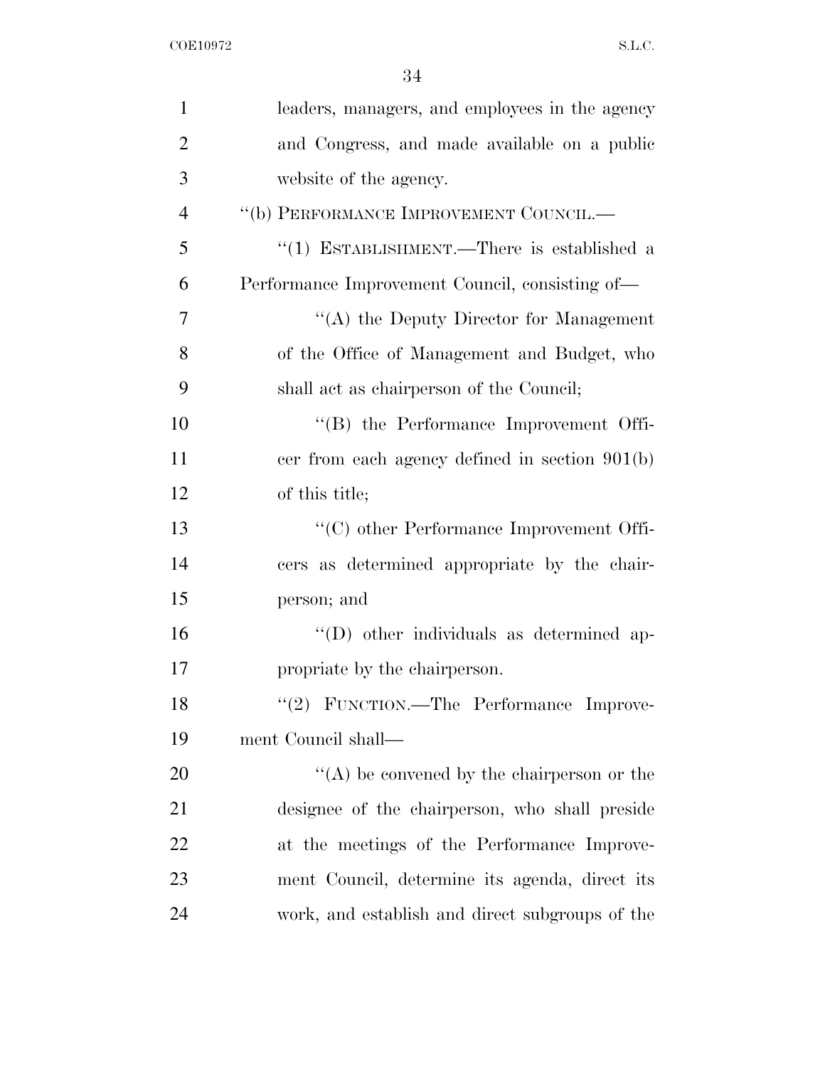leaders, managers, and employees in the agency and Congress, and made available on a public website of the agency.

"(b) PERFORMANCE IMPROVEMENT COUNCIL.—

"(1) ESTABLISHMENT.—There is established a Performance Improvement Council, consisting of—

"(A) the Deputy Director for Management of the Office of Management and Budget, who shall act as chairperson of the Council;

"(B) the Performance Improvement Officer from each agency defined in section 901(b) of this title;

"(C) other Performance Improvement Officers as determined appropriate by the chairperson; and

"(D) other individuals as determined appropriate by the chairperson.

"(2) FUNCTION.—The Performance Improvement Council shall—

"(A) be convened by the chairperson or the designee of the chairperson, who shall preside at the meetings of the Performance Improvement Council, determine its agenda, direct its work, and establish and direct subgroups of the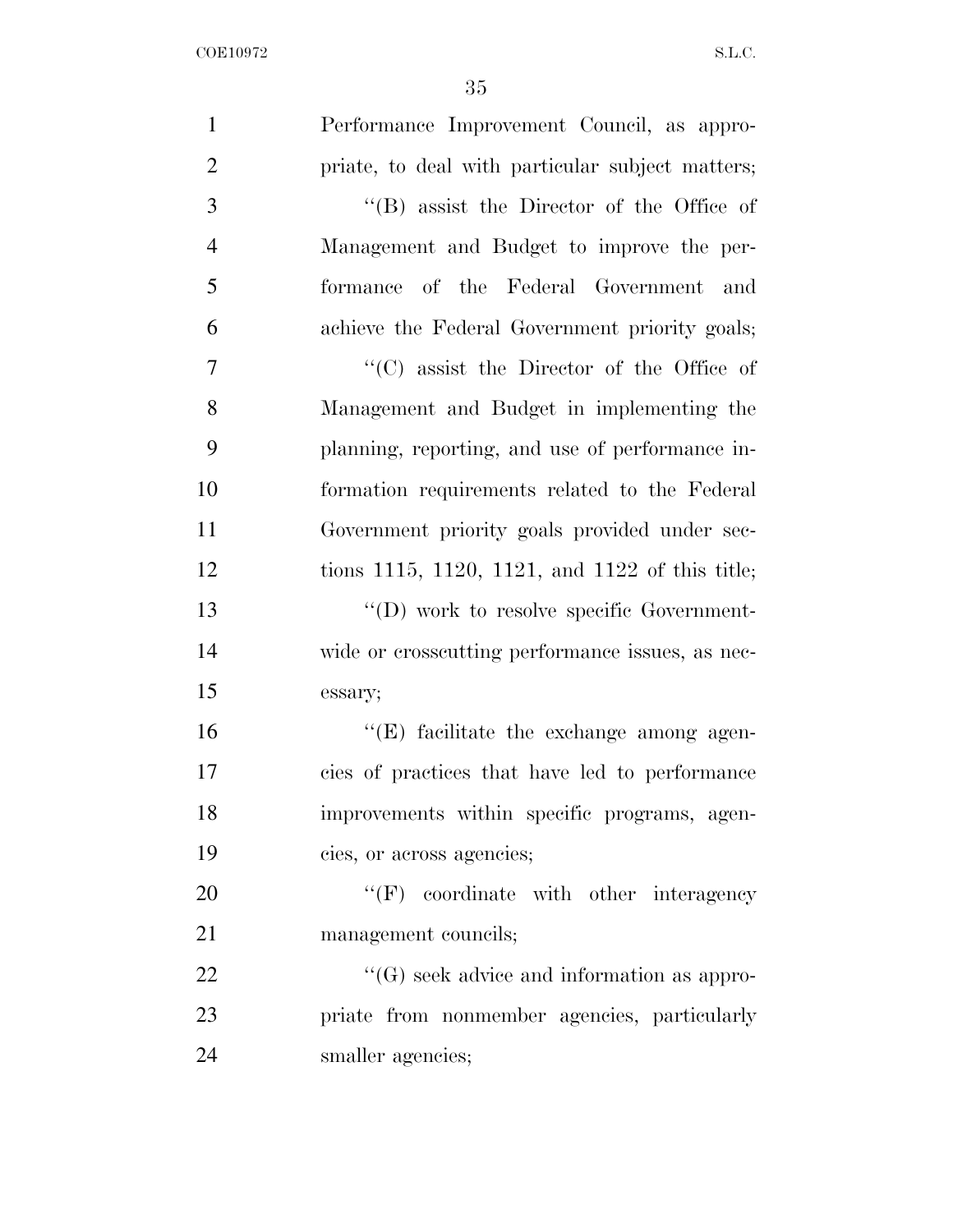Performance Improvement Council, as appropriate, to deal with particular subject matters;

''(B) assist the Director of the Office of Management and Budget to improve the performance of the Federal Government and achieve the Federal Government priority goals;

''(C) assist the Director of the Office of Management and Budget in implementing the planning, reporting, and use of performance information requirements related to the Federal Government priority goals provided under sections 1115, 1120, 1121, and 1122 of this title;

''(D) work to resolve specific Government-wide or crosscutting performance issues, as necessary;

''(E) facilitate the exchange among agencies of practices that have led to performance improvements within specific programs, agencies, or across agencies;

''(F) coordinate with other interagency management councils;

''(G) seek advice and information as appropriate from nonmember agencies, particularly smaller agencies;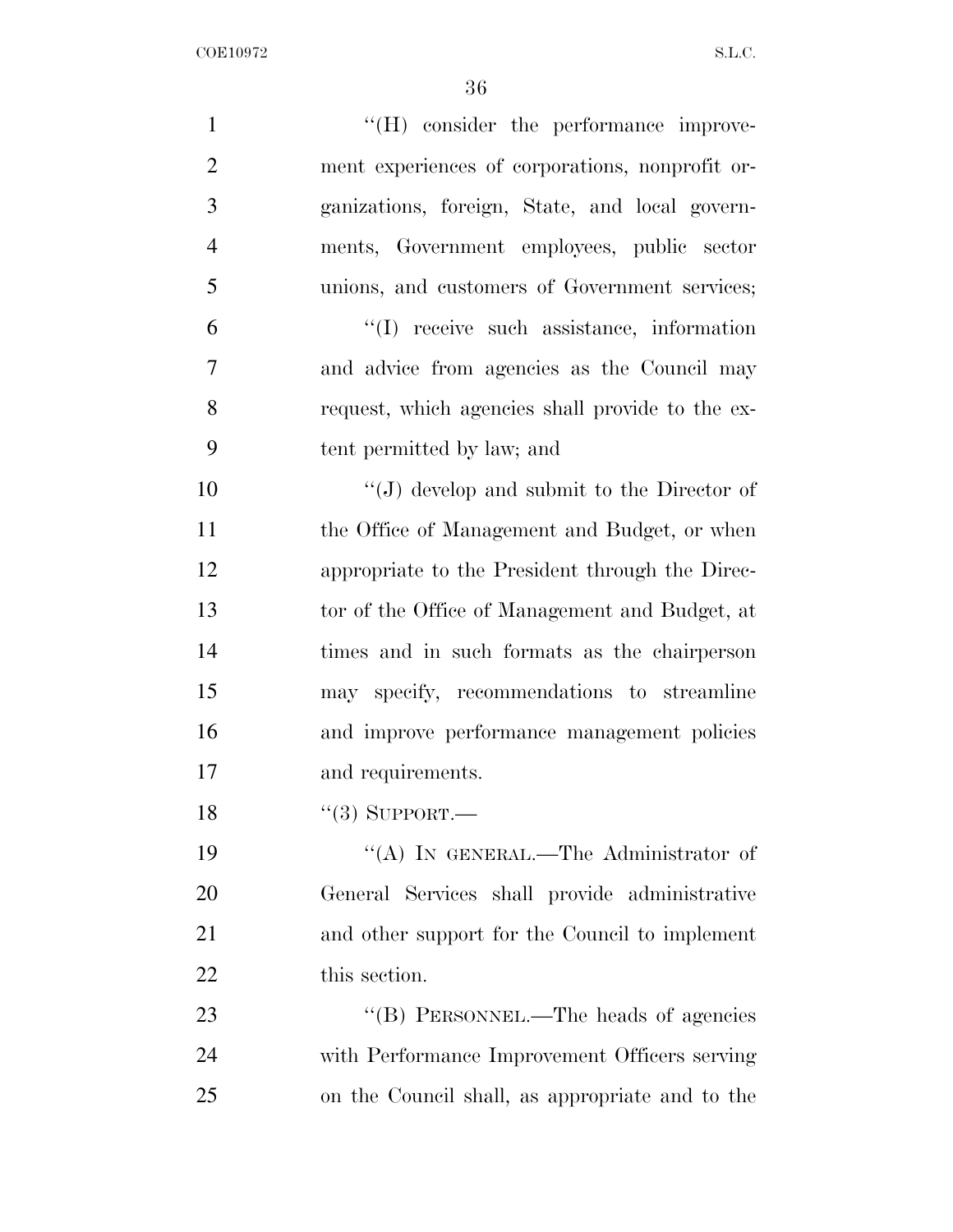"(H) consider the performance improvement experiences of corporations, nonprofit organizations, foreign, State, and local governments, Government employees, public sector unions, and customers of Government services;

"(I) receive such assistance, information and advice from agencies as the Council may request, which agencies shall provide to the extent permitted by law; and

"(J) develop and submit to the Director of the Office of Management and Budget, or when appropriate to the President through the Director of the Office of Management and Budget, at times and in such formats as the chairperson may specify, recommendations to streamline and improve performance management policies and requirements.

"(3) SUPPORT.—

"(A) IN GENERAL.—The Administrator of General Services shall provide administrative and other support for the Council to implement this section.

"(B) PERSONNEL.—The heads of agencies with Performance Improvement Officers serving on the Council shall, as appropriate and to the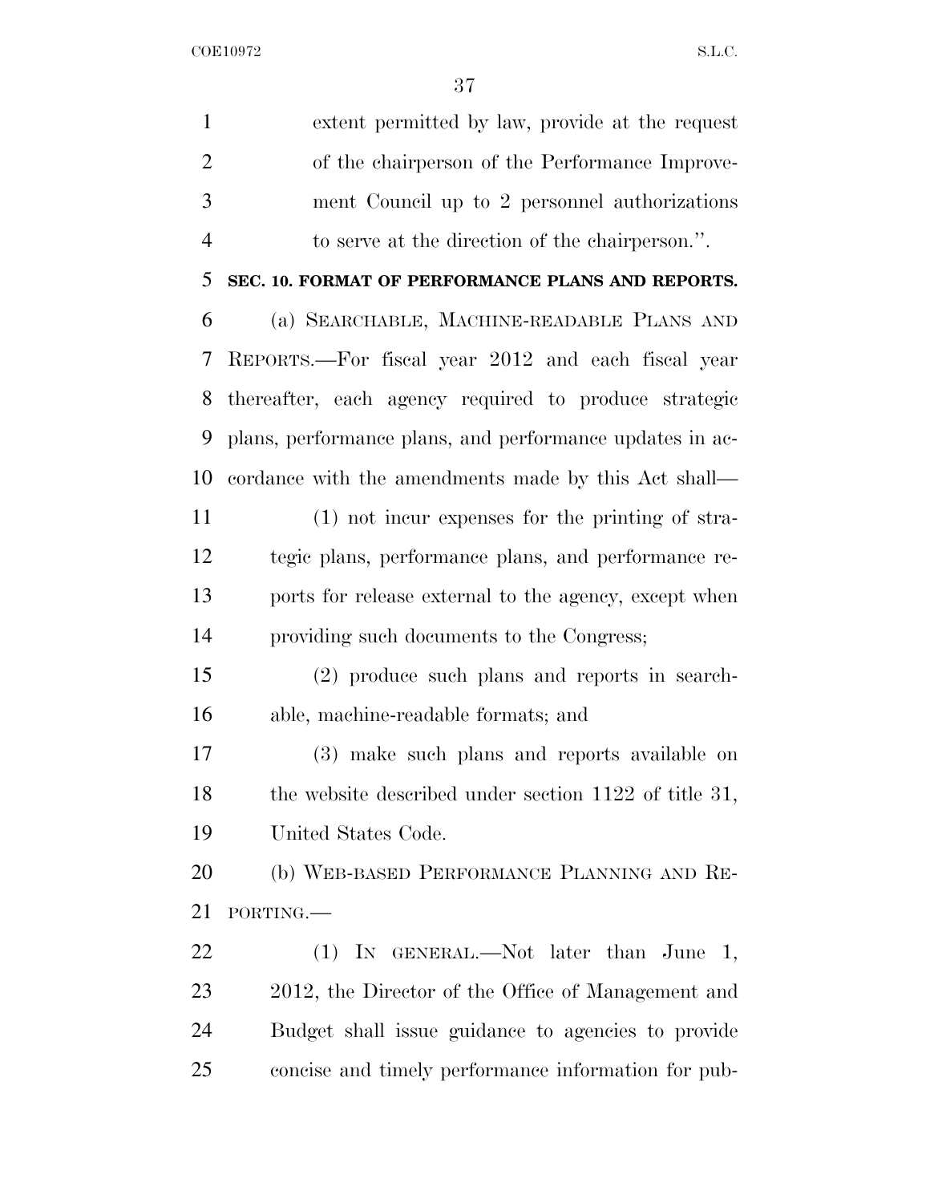extent permitted by law, provide at the request of the chairperson of the Performance Improvement Council up to 2 personnel authorizations to serve at the direction of the chairperson.''.

**SEC. 10. FORMAT OF PERFORMANCE PLANS AND REPORTS.**

(a) SEARCHABLE, MACHINE-READABLE PLANS AND REPORTS.—For fiscal year 2012 and each fiscal year thereafter, each agency required to produce strategic plans, performance plans, and performance updates in accordance with the amendments made by this Act shall—

(1) not incur expenses for the printing of strategic plans, performance plans, and performance reports for release external to the agency, except when providing such documents to the Congress;

(2) produce such plans and reports in searchable, machine-readable formats; and

(3) make such plans and reports available on the website described under section 1122 of title 31, United States Code.

(b) WEB-BASED PERFORMANCE PLANNING AND REPORTING.—

(1) IN GENERAL.—Not later than June 1, 2012, the Director of the Office of Management and Budget shall issue guidance to agencies to provide concise and timely performance information for pub-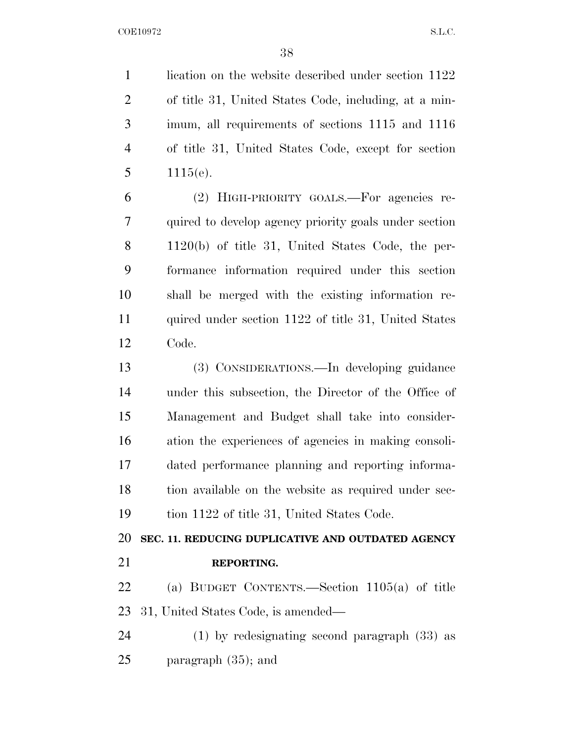lication on the website described under section 1122 of title 31, United States Code, including, at a minimum, all requirements of sections 1115 and 1116 of title 31, United States Code, except for section 1115(e).

(2) HIGH-PRIORITY GOALS.—For agencies required to develop agency priority goals under section 1120(b) of title 31, United States Code, the performance information required under this section shall be merged with the existing information required under section 1122 of title 31, United States Code.

(3) CONSIDERATIONS.—In developing guidance under this subsection, the Director of the Office of Management and Budget shall take into consideration the experiences of agencies in making consolidated performance planning and reporting information available on the website as required under section 1122 of title 31, United States Code.

**SEC. 11. REDUCING DUPLICATIVE AND OUTDATED AGENCY REPORTING.**

(a) BUDGET CONTENTS.—Section 1105(a) of title 31, United States Code, is amended—

(1) by redesignating second paragraph (33) as paragraph (35); and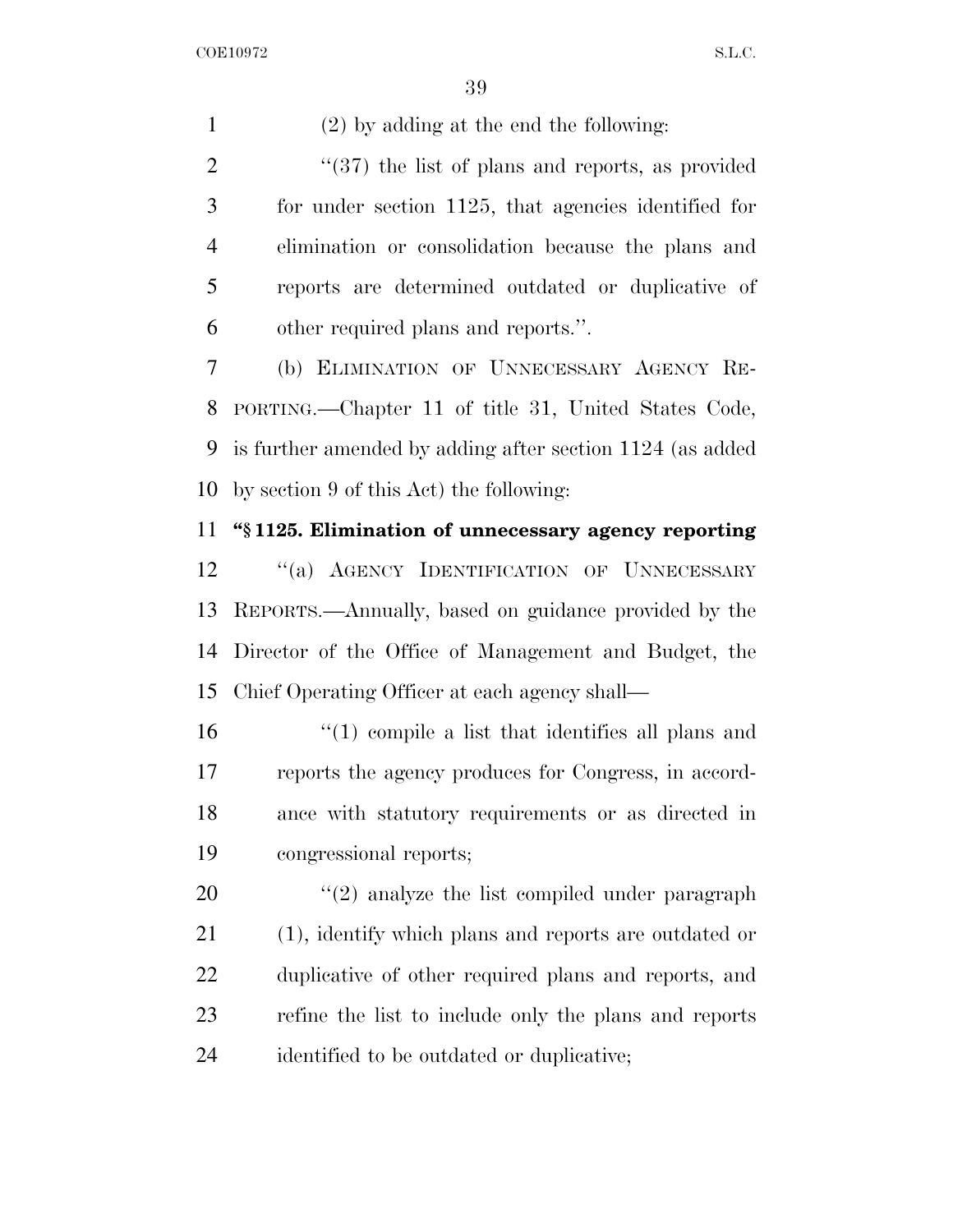(2) by adding at the end the following:

"(37) the list of plans and reports, as provided for under section 1125, that agencies identified for elimination or consolidation because the plans and reports are determined outdated or duplicative of other required plans and reports.".

(b) ELIMINATION OF UNNECESSARY AGENCY REPORTING.—Chapter 11 of title 31, United States Code, is further amended by adding after section 1124 (as added by section 9 of this Act) the following:

**"§ 1125. Elimination of unnecessary agency reporting**

"(a) AGENCY IDENTIFICATION OF UNNECESSARY REPORTS.—Annually, based on guidance provided by the Director of the Office of Management and Budget, the Chief Operating Officer at each agency shall—

"(1) compile a list that identifies all plans and reports the agency produces for Congress, in accordance with statutory requirements or as directed in congressional reports;

"(2) analyze the list compiled under paragraph (1), identify which plans and reports are outdated or duplicative of other required plans and reports, and refine the list to include only the plans and reports identified to be outdated or duplicative;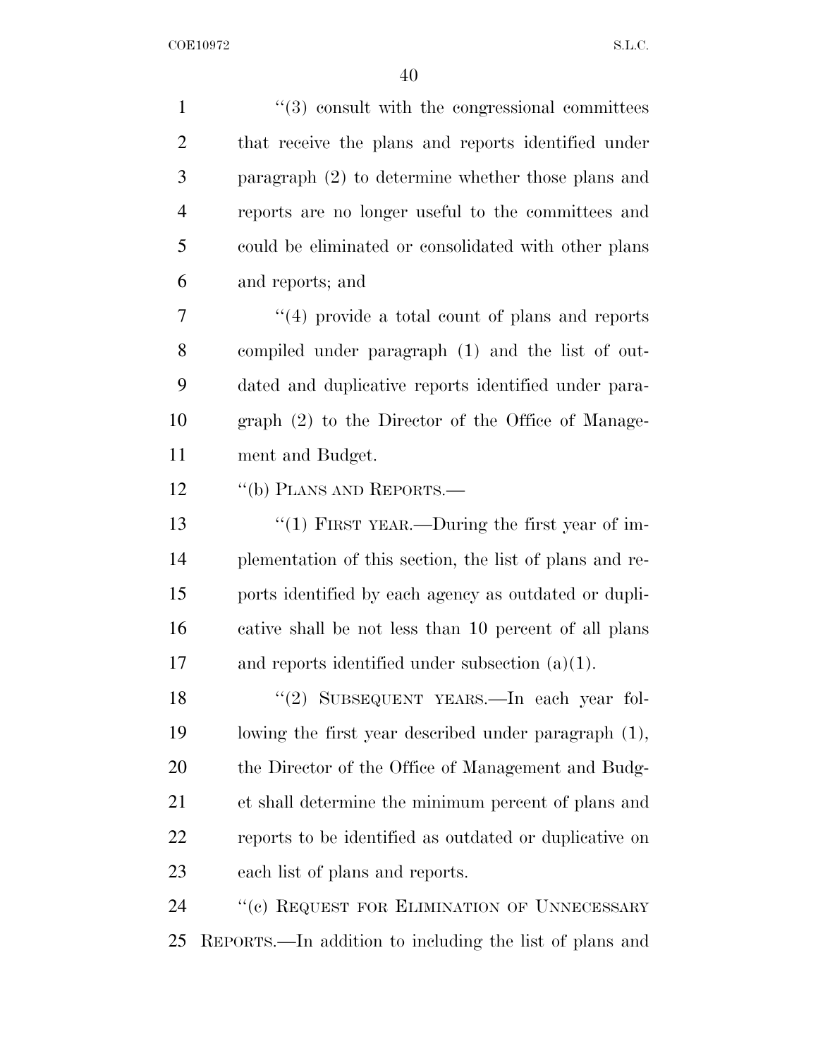"(3) consult with the congressional committees that receive the plans and reports identified under paragraph (2) to determine whether those plans and reports are no longer useful to the committees and could be eliminated or consolidated with other plans and reports; and

"(4) provide a total count of plans and reports compiled under paragraph (1) and the list of outdated and duplicative reports identified under paragraph (2) to the Director of the Office of Management and Budget.

"(b) PLANS AND REPORTS.—

"(1) FIRST YEAR.—During the first year of implementation of this section, the list of plans and reports identified by each agency as outdated or duplicative shall be not less than 10 percent of all plans and reports identified under subsection (a)(1).

"(2) SUBSEQUENT YEARS.—In each year following the first year described under paragraph (1), the Director of the Office of Management and Budget shall determine the minimum percent of plans and reports to be identified as outdated or duplicative on each list of plans and reports.

"(c) REQUEST FOR ELIMINATION OF UNNECESSARY REPORTS.—In addition to including the list of plans and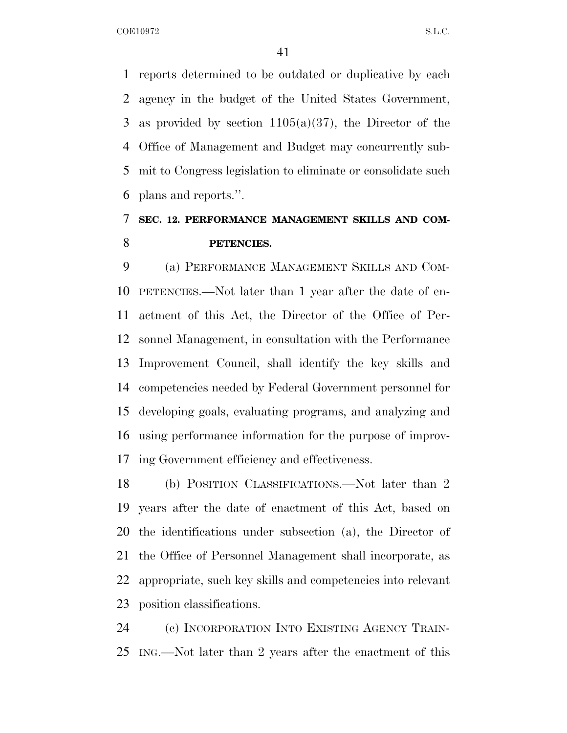reports determined to be outdated or duplicative by each agency in the budget of the United States Government, as provided by section 1105(a)(37), the Director of the Office of Management and Budget may concurrently submit to Congress legislation to eliminate or consolidate such plans and reports.''.

**SEC. 12. PERFORMANCE MANAGEMENT SKILLS AND COMPETENCIES.**

(a) PERFORMANCE MANAGEMENT SKILLS AND COMPETENCIES.—Not later than 1 year after the date of enactment of this Act, the Director of the Office of Personnel Management, in consultation with the Performance Improvement Council, shall identify the key skills and competencies needed by Federal Government personnel for developing goals, evaluating programs, and analyzing and using performance information for the purpose of improving Government efficiency and effectiveness.

(b) POSITION CLASSIFICATIONS.—Not later than 2 years after the date of enactment of this Act, based on the identifications under subsection (a), the Director of the Office of Personnel Management shall incorporate, as appropriate, such key skills and competencies into relevant position classifications.

(c) INCORPORATION INTO EXISTING AGENCY TRAINING.—Not later than 2 years after the enactment of this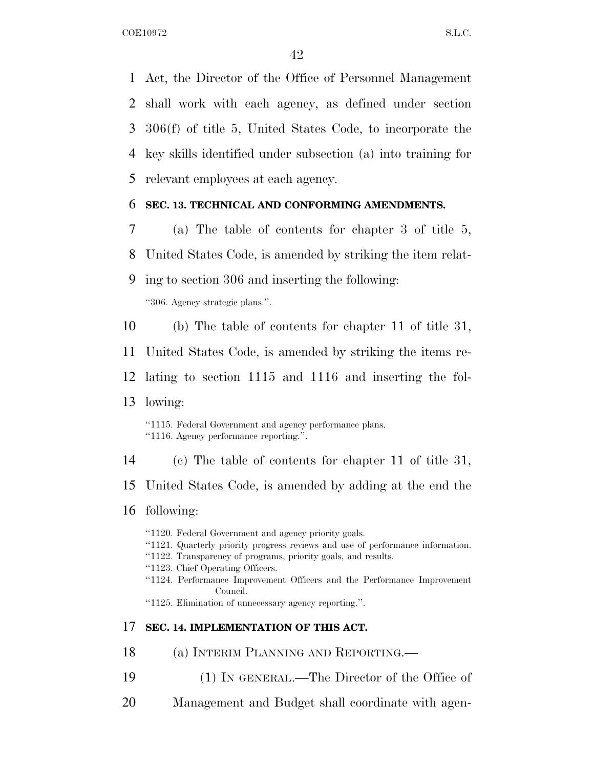Act, the Director of the Office of Personnel Management shall work with each agency, as defined under section 306(f) of title 5, United States Code, to incorporate the key skills identified under subsection (a) into training for relevant employees at each agency.

**SEC. 13. TECHNICAL AND CONFORMING AMENDMENTS.**

(a) The table of contents for chapter 3 of title 5, United States Code, is amended by striking the item relating to section 306 and inserting the following:

"306. Agency strategic plans.".

(b) The table of contents for chapter 11 of title 31, United States Code, is amended by striking the items relating to section 1115 and 1116 and inserting the following:

"1115. Federal Government and agency performance plans.
"1116. Agency performance reporting.".

(c) The table of contents for chapter 11 of title 31, United States Code, is amended by adding at the end the following:

"1120. Federal Government and agency priority goals.
"1121. Quarterly priority progress reviews and use of performance information.
"1122. Transparency of programs, priority goals, and results.
"1123. Chief Operating Officers.
"1124. Performance Improvement Officers and the Performance Improvement Council.
"1125. Elimination of unnecessary agency reporting.".

**SEC. 14. IMPLEMENTATION OF THIS ACT.**

(a) INTERIM PLANNING AND REPORTING.—

(1) IN GENERAL.—The Director of the Office of Management and Budget shall coordinate with agen-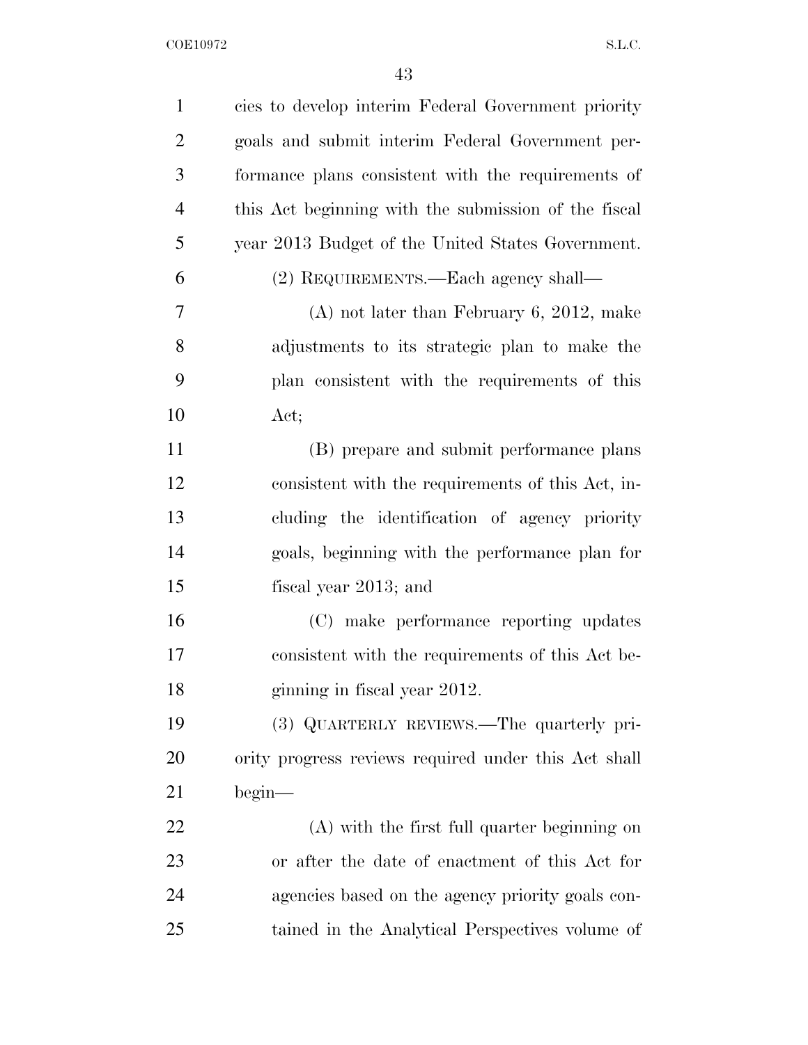cies to develop interim Federal Government priority goals and submit interim Federal Government performance plans consistent with the requirements of this Act beginning with the submission of the fiscal year 2013 Budget of the United States Government.

(2) REQUIREMENTS.—Each agency shall—

(A) not later than February 6, 2012, make adjustments to its strategic plan to make the plan consistent with the requirements of this Act;

(B) prepare and submit performance plans consistent with the requirements of this Act, including the identification of agency priority goals, beginning with the performance plan for fiscal year 2013; and

(C) make performance reporting updates consistent with the requirements of this Act beginning in fiscal year 2012.

(3) QUARTERLY REVIEWS.—The quarterly priority progress reviews required under this Act shall begin—

(A) with the first full quarter beginning on or after the date of enactment of this Act for agencies based on the agency priority goals contained in the Analytical Perspectives volume of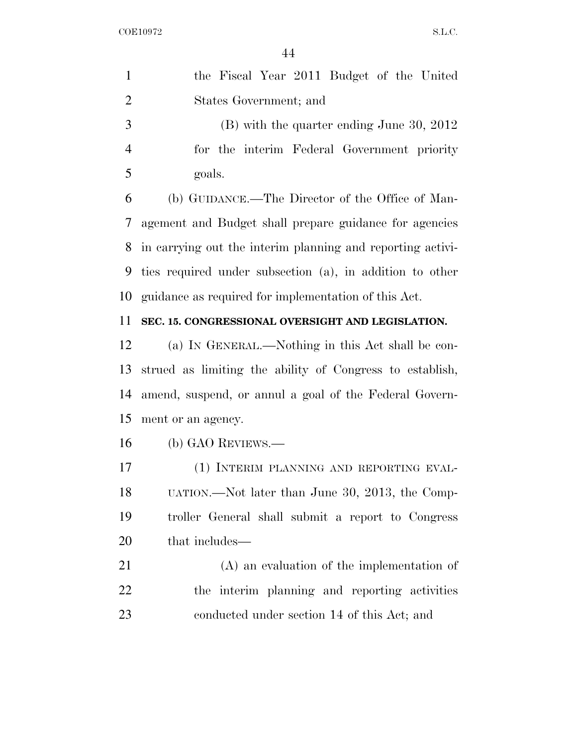the Fiscal Year 2011 Budget of the United States Government; and

(B) with the quarter ending June 30, 2012 for the interim Federal Government priority goals.

(b) GUIDANCE.—The Director of the Office of Management and Budget shall prepare guidance for agencies in carrying out the interim planning and reporting activities required under subsection (a), in addition to other guidance as required for implementation of this Act.

**SEC. 15. CONGRESSIONAL OVERSIGHT AND LEGISLATION.**

(a) IN GENERAL.—Nothing in this Act shall be construed as limiting the ability of Congress to establish, amend, suspend, or annul a goal of the Federal Government or an agency.

(b) GAO REVIEWS.—

(1) INTERIM PLANNING AND REPORTING EVALUATION.—Not later than June 30, 2013, the Comptroller General shall submit a report to Congress that includes—

(A) an evaluation of the implementation of the interim planning and reporting activities conducted under section 14 of this Act; and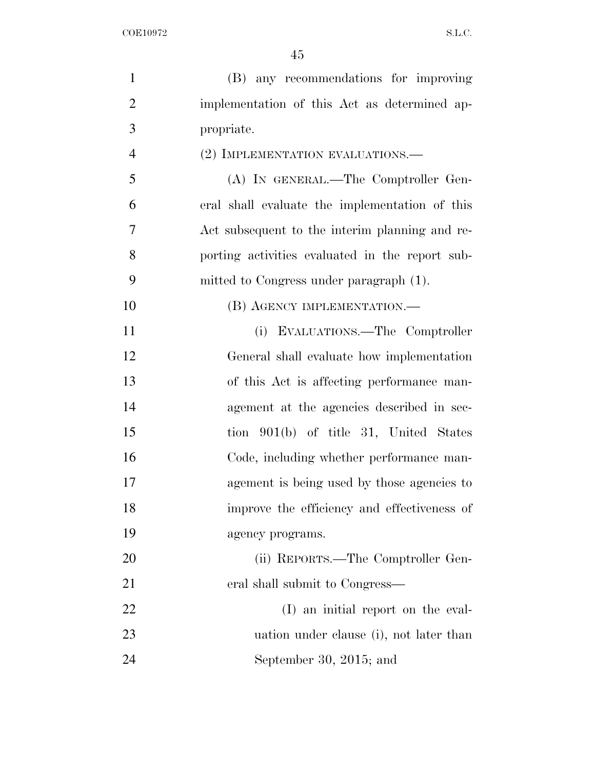(B) any recommendations for improving implementation of this Act as determined appropriate.

(2) IMPLEMENTATION EVALUATIONS.—

(A) IN GENERAL.—The Comptroller General shall evaluate the implementation of this Act subsequent to the interim planning and reporting activities evaluated in the report submitted to Congress under paragraph (1).

(B) AGENCY IMPLEMENTATION.—

(i) EVALUATIONS.—The Comptroller General shall evaluate how implementation of this Act is affecting performance management at the agencies described in section 901(b) of title 31, United States Code, including whether performance management is being used by those agencies to improve the efficiency and effectiveness of agency programs.

(ii) REPORTS.—The Comptroller General shall submit to Congress—

(I) an initial report on the evaluation under clause (i), not later than September 30, 2015; and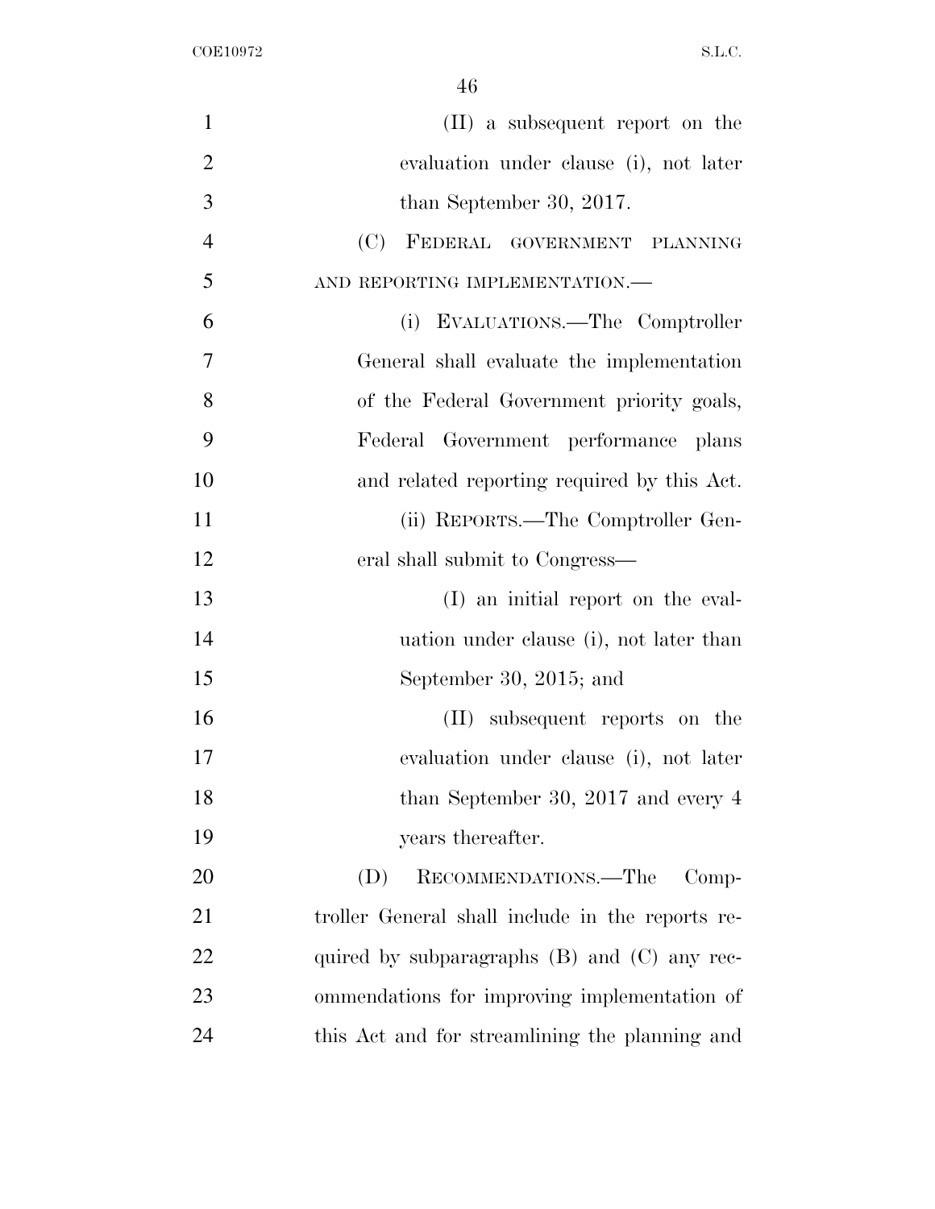(II) a subsequent report on the evaluation under clause (i), not later than September 30, 2017.

(C) FEDERAL GOVERNMENT PLANNING AND REPORTING IMPLEMENTATION.—

(i) EVALUATIONS.—The Comptroller General shall evaluate the implementation of the Federal Government priority goals, Federal Government performance plans and related reporting required by this Act.

(ii) REPORTS.—The Comptroller General shall submit to Congress—

(I) an initial report on the evaluation under clause (i), not later than September 30, 2015; and

(II) subsequent reports on the evaluation under clause (i), not later than September 30, 2017 and every 4 years thereafter.

(D) RECOMMENDATIONS.—The Comptroller General shall include in the reports required by subparagraphs (B) and (C) any recommendations for improving implementation of this Act and for streamlining the planning and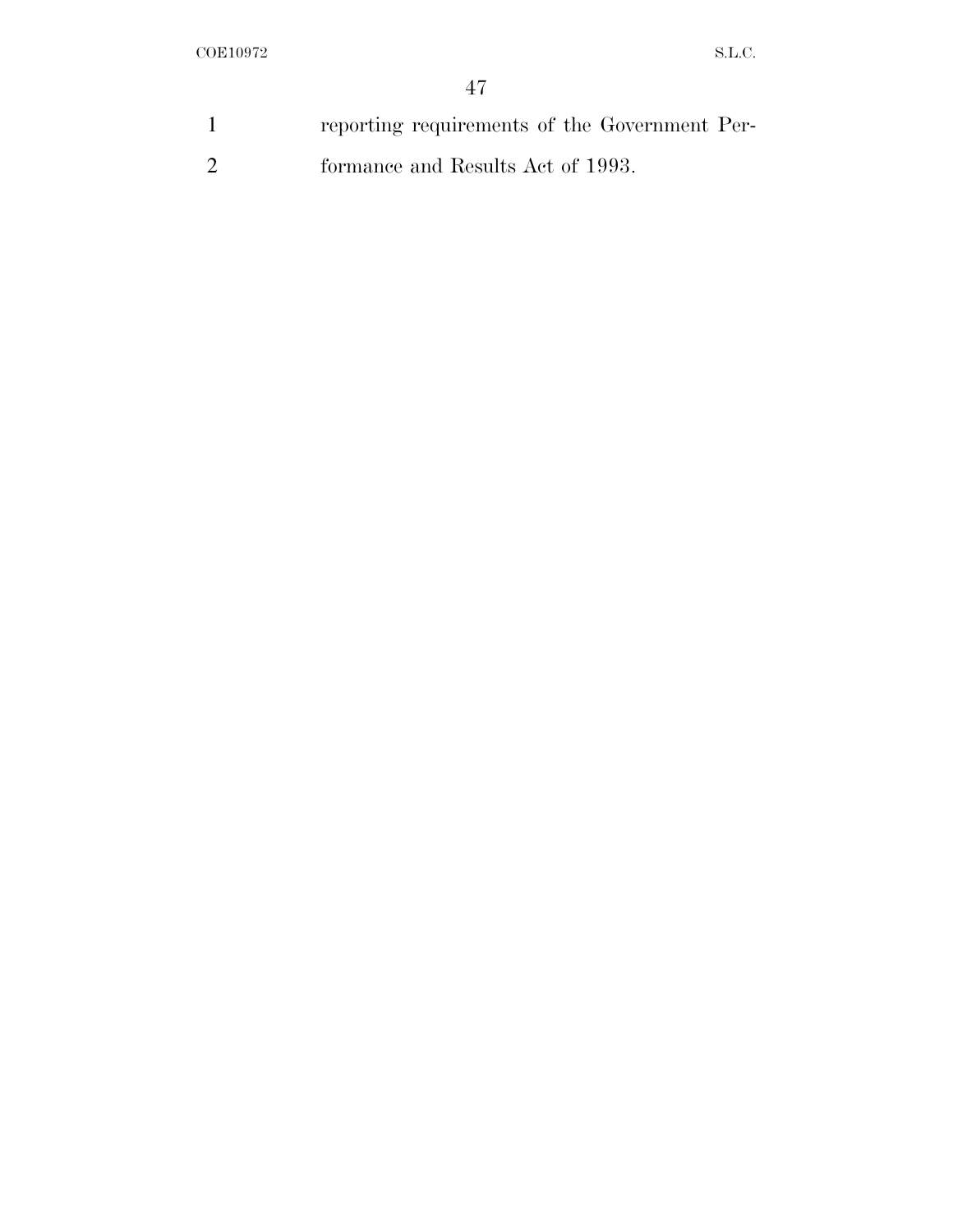reporting requirements of the Government Performance and Results Act of 1993.